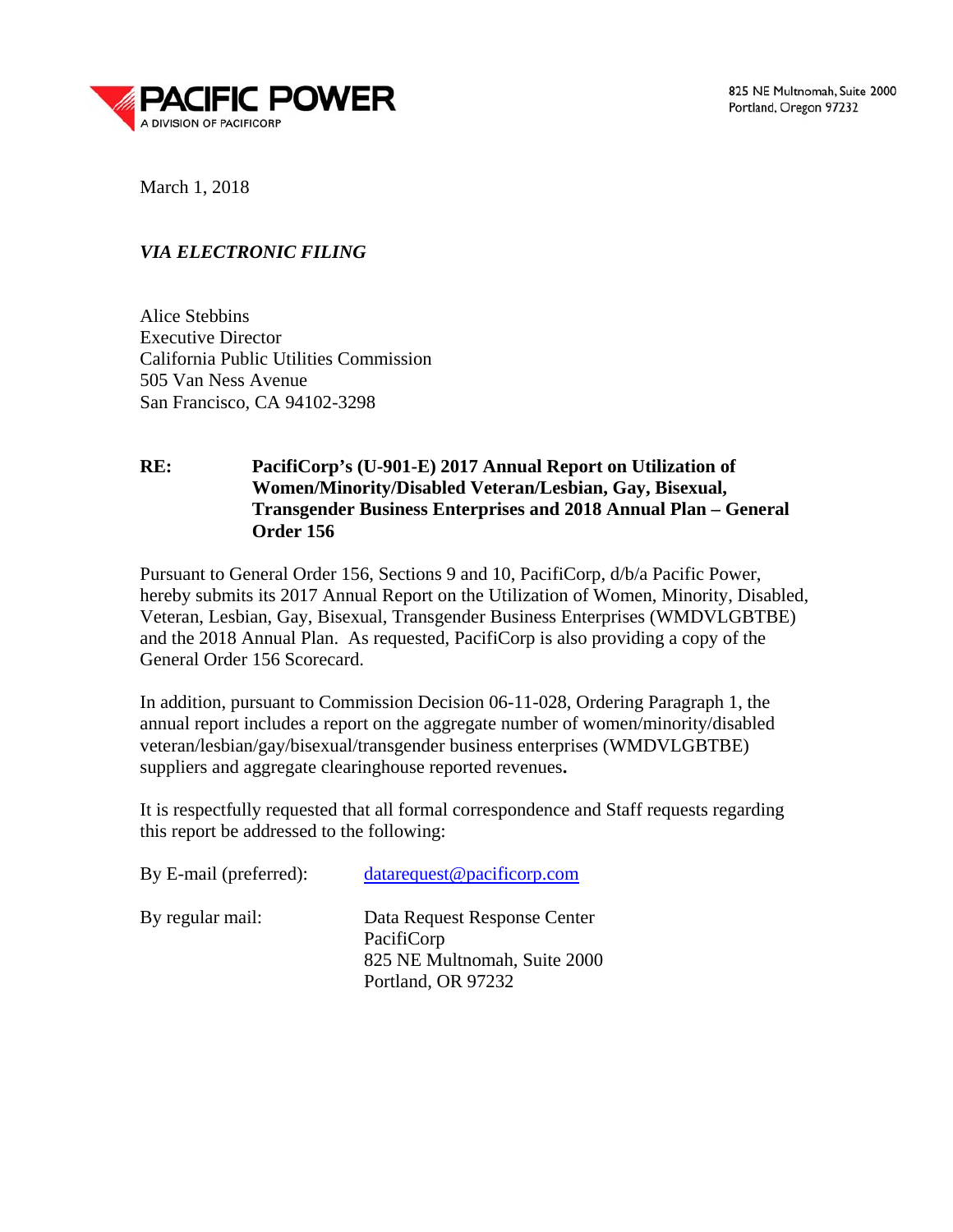**PACIFIC POWER**
A DIVISION OF PACIFICORP

825 NE Multnomah, Suite 2000
Portland, Oregon 97232

March 1, 2018

***VIA ELECTRONIC FILING***

Alice Stebbins
Executive Director
California Public Utilities Commission
505 Van Ness Avenue
San Francisco, CA 94102-3298

**RE: PacifiCorp's (U-901-E) 2017 Annual Report on Utilization of Women/Minority/Disabled Veteran/Lesbian, Gay, Bisexual, Transgender Business Enterprises and 2018 Annual Plan – General Order 156**

Pursuant to General Order 156, Sections 9 and 10, PacifiCorp, d/b/a Pacific Power, hereby submits its 2017 Annual Report on the Utilization of Women, Minority, Disabled, Veteran, Lesbian, Gay, Bisexual, Transgender Business Enterprises (WMDVLGBTBE) and the 2018 Annual Plan. As requested, PacifiCorp is also providing a copy of the General Order 156 Scorecard.

In addition, pursuant to Commission Decision 06-11-028, Ordering Paragraph 1, the annual report includes a report on the aggregate number of women/minority/disabled veteran/lesbian/gay/bisexual/transgender business enterprises (WMDVLGBTBE) suppliers and aggregate clearinghouse reported revenues**.**

It is respectfully requested that all formal correspondence and Staff requests regarding this report be addressed to the following:

By E-mail (preferred): datarequest@pacificorp.com

By regular mail: Data Request Response Center
PacifiCorp
825 NE Multnomah, Suite 2000
Portland, OR 97232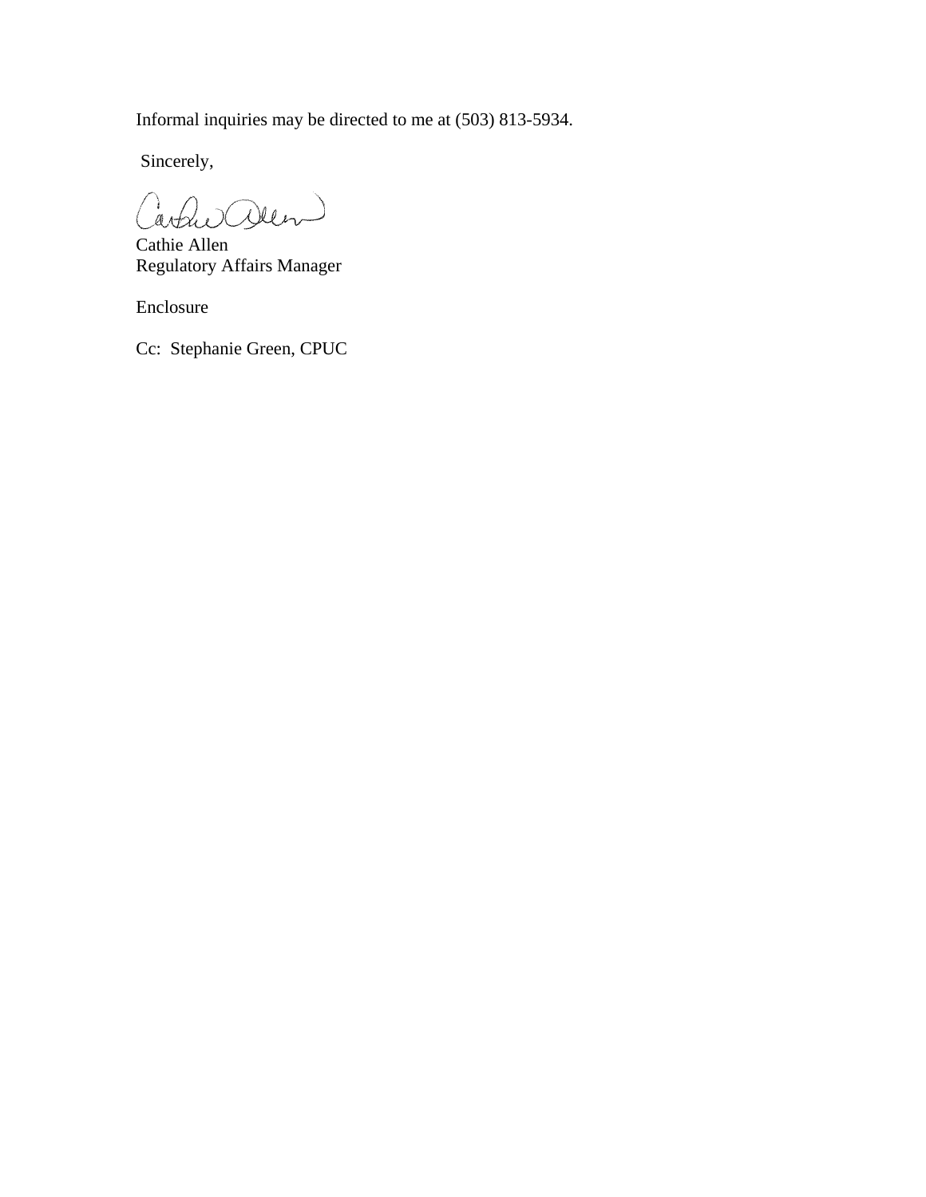Informal inquiries may be directed to me at (503) 813-5934.

Sincerely,

Cathie Allen
Regulatory Affairs Manager

Enclosure

Cc: Stephanie Green, CPUC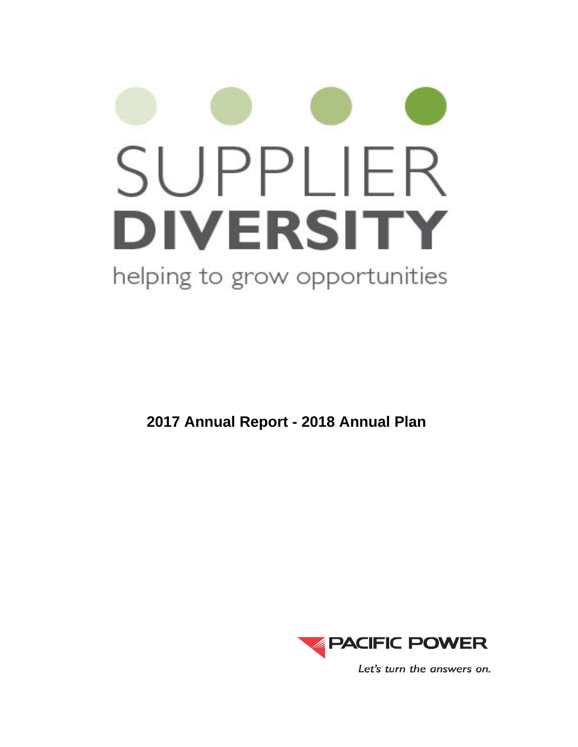# SUPPLIER DIVERSITY

helping to grow opportunities

**2017 Annual Report - 2018 Annual Plan**

PACIFIC POWER

*Let's turn the answers on.*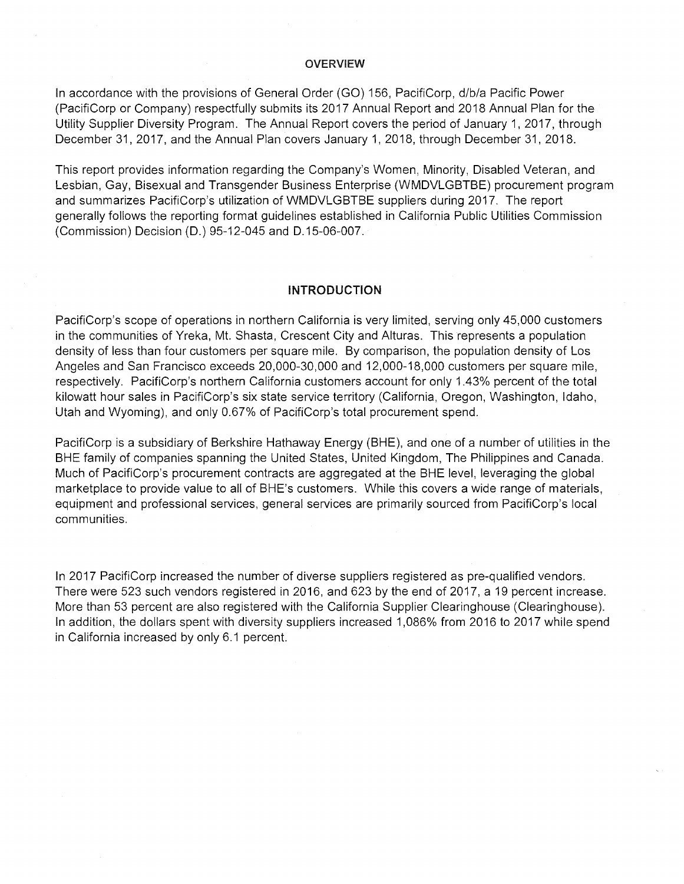## OVERVIEW

In accordance with the provisions of General Order (GO) 156, PacifiCorp, d/b/a Pacific Power (PacifiCorp or Company) respectfully submits its 2017 Annual Report and 2018 Annual Plan for the Utility Supplier Diversity Program. The Annual Report covers the period of January 1, 2017, through December 31, 2017, and the Annual Plan covers January 1, 2018, through December 31, 2018.

This report provides information regarding the Company's Women, Minority, Disabled Veteran, and Lesbian, Gay, Bisexual and Transgender Business Enterprise (WMDVLGBTBE) procurement program and summarizes PacifiCorp's utilization of WMDVLGBTBE suppliers during 2017. The report generally follows the reporting format guidelines established in California Public Utilities Commission (Commission) Decision (D.) 95-12-045 and D.15-06-007.

## INTRODUCTION

PacifiCorp's scope of operations in northern California is very limited, serving only 45,000 customers in the communities of Yreka, Mt. Shasta, Crescent City and Alturas. This represents a population density of less than four customers per square mile. By comparison, the population density of Los Angeles and San Francisco exceeds 20,000-30,000 and 12,000-18,000 customers per square mile, respectively. PacifiCorp's northern California customers account for only 1.43% percent of the total kilowatt hour sales in PacifiCorp's six state service territory (California, Oregon, Washington, Idaho, Utah and Wyoming), and only 0.67% of PacifiCorp's total procurement spend.

PacifiCorp is a subsidiary of Berkshire Hathaway Energy (BHE), and one of a number of utilities in the BHE family of companies spanning the United States, United Kingdom, The Philippines and Canada. Much of PacifiCorp's procurement contracts are aggregated at the BHE level, leveraging the global marketplace to provide value to all of BHE's customers. While this covers a wide range of materials, equipment and professional services, general services are primarily sourced from PacifiCorp's local communities.

In 2017 PacifiCorp increased the number of diverse suppliers registered as pre-qualified vendors. There were 523 such vendors registered in 2016, and 623 by the end of 2017, a 19 percent increase. More than 53 percent are also registered with the California Supplier Clearinghouse (Clearinghouse). In addition, the dollars spent with diversity suppliers increased 1,086% from 2016 to 2017 while spend in California increased by only 6.1 percent.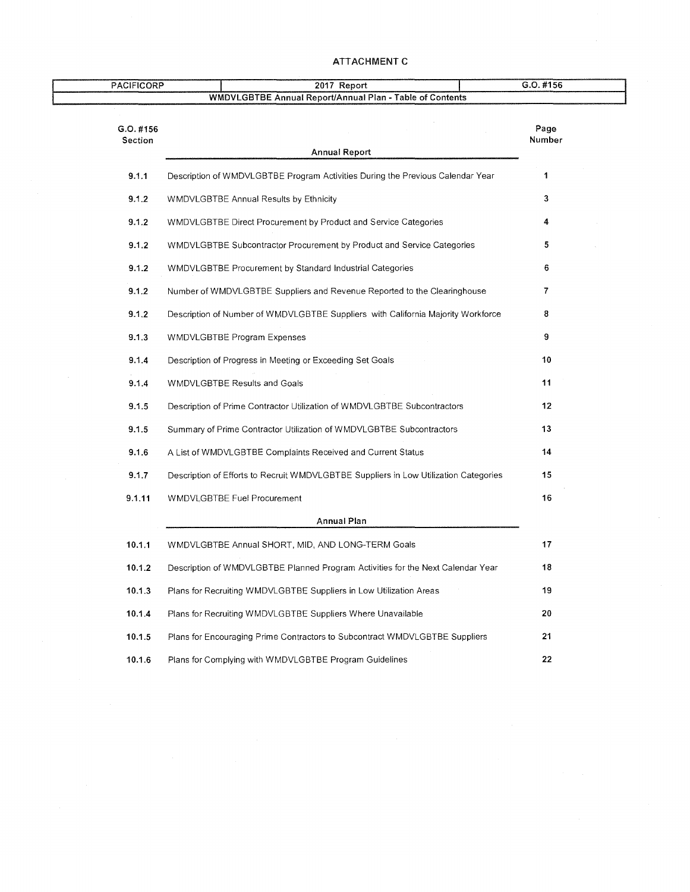ATTACHMENT C

| PACIFICORP | 2017 Report | G.O. #156 |
|---|---|---|
| WMDVLGBTBE Annual Report/Annual Plan - Table of Contents | | |

| G.O. #156 Section | | Page Number |
|---|---|---|
| | **Annual Report** | |
| 9.1.1 | Description of WMDVLGBTBE Program Activities During the Previous Calendar Year | 1 |
| 9.1.2 | WMDVLGBTBE Annual Results by Ethnicity | 3 |
| 9.1.2 | WMDVLGBTBE Direct Procurement by Product and Service Categories | 4 |
| 9.1.2 | WMDVLGBTBE Subcontractor Procurement by Product and Service Categories | 5 |
| 9.1.2 | WMDVLGBTBE Procurement by Standard Industrial Categories | 6 |
| 9.1.2 | Number of WMDVLGBTBE Suppliers and Revenue Reported to the Clearinghouse | 7 |
| 9.1.2 | Description of Number of WMDVLGBTBE Suppliers with California Majority Workforce | 8 |
| 9.1.3 | WMDVLGBTBE Program Expenses | 9 |
| 9.1.4 | Description of Progress in Meeting or Exceeding Set Goals | 10 |
| 9.1.4 | WMDVLGBTBE Results and Goals | 11 |
| 9.1.5 | Description of Prime Contractor Utilization of WMDVLGBTBE Subcontractors | 12 |
| 9.1.5 | Summary of Prime Contractor Utilization of WMDVLGBTBE Subcontractors | 13 |
| 9.1.6 | A List of WMDVLGBTBE Complaints Received and Current Status | 14 |
| 9.1.7 | Description of Efforts to Recruit WMDVLGBTBE Suppliers in Low Utilization Categories | 15 |
| 9.1.11 | WMDVLGBTBE Fuel Procurement | 16 |
| | **Annual Plan** | |
| 10.1.1 | WMDVLGBTBE Annual SHORT, MID, AND LONG-TERM Goals | 17 |
| 10.1.2 | Description of WMDVLGBTBE Planned Program Activities for the Next Calendar Year | 18 |
| 10.1.3 | Plans for Recruiting WMDVLGBTBE Suppliers in Low Utilization Areas | 19 |
| 10.1.4 | Plans for Recruiting WMDVLGBTBE Suppliers Where Unavailable | 20 |
| 10.1.5 | Plans for Encouraging Prime Contractors to Subcontract WMDVLGBTBE Suppliers | 21 |
| 10.1.6 | Plans for Complying with WMDVLGBTBE Program Guidelines | 22 |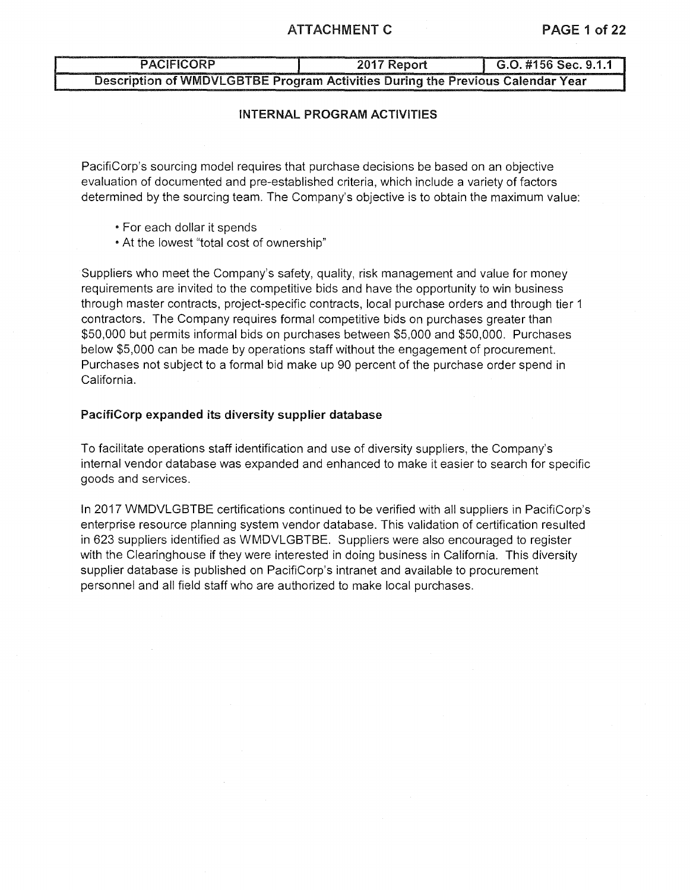| PACIFICORP | 2017 Report | G.O. #156 Sec. 9.1.1 |
| --- | --- | --- |
| Description of WMDVLGBTBE Program Activities During the Previous Calendar Year | | |

## INTERNAL PROGRAM ACTIVITIES

PacifiCorp's sourcing model requires that purchase decisions be based on an objective evaluation of documented and pre-established criteria, which include a variety of factors determined by the sourcing team. The Company's objective is to obtain the maximum value:

- For each dollar it spends
- At the lowest "total cost of ownership"

Suppliers who meet the Company's safety, quality, risk management and value for money requirements are invited to the competitive bids and have the opportunity to win business through master contracts, project-specific contracts, local purchase orders and through tier 1 contractors. The Company requires formal competitive bids on purchases greater than $50,000 but permits informal bids on purchases between $5,000 and $50,000. Purchases below $5,000 can be made by operations staff without the engagement of procurement. Purchases not subject to a formal bid make up 90 percent of the purchase order spend in California.

### PacifiCorp expanded its diversity supplier database

To facilitate operations staff identification and use of diversity suppliers, the Company's internal vendor database was expanded and enhanced to make it easier to search for specific goods and services.

In 2017 WMDVLGBTBE certifications continued to be verified with all suppliers in PacifiCorp's enterprise resource planning system vendor database. This validation of certification resulted in 623 suppliers identified as WMDVLGBTBE. Suppliers were also encouraged to register with the Clearinghouse if they were interested in doing business in California. This diversity supplier database is published on PacifiCorp's intranet and available to procurement personnel and all field staff who are authorized to make local purchases.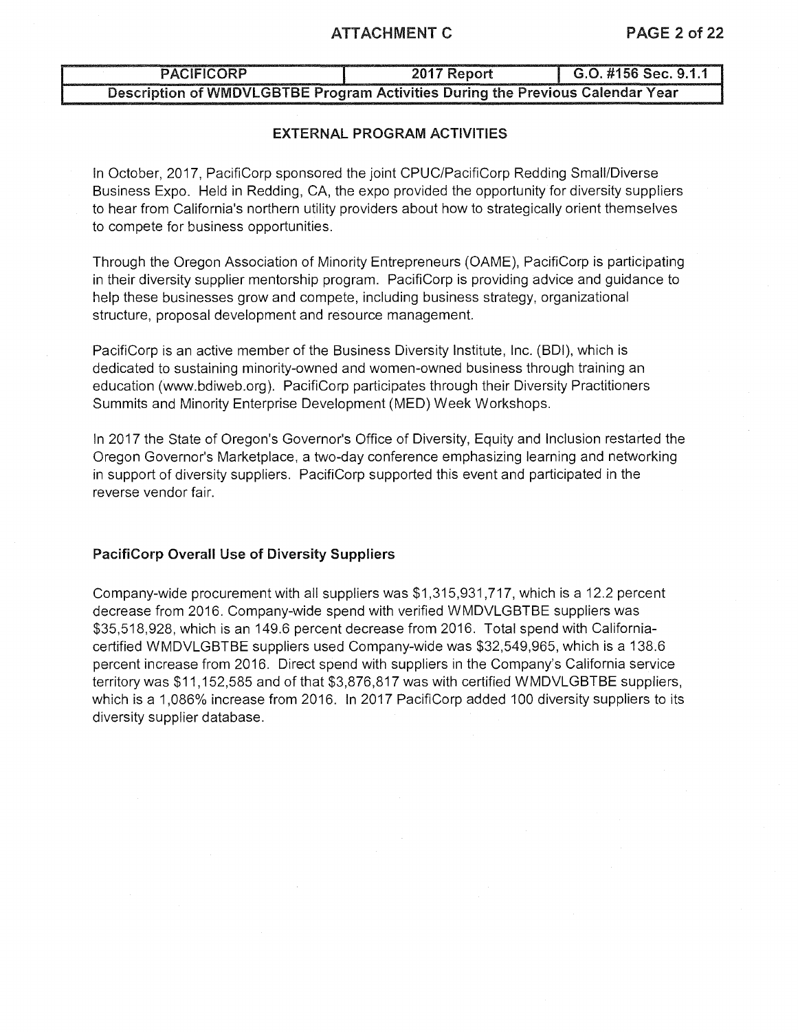| PACIFICORP | 2017 Report | G.O. #156 Sec. 9.1.1 |
| --- | --- | --- |
| Description of WMDVLGBTBE Program Activities During the Previous Calendar Year | | |

## EXTERNAL PROGRAM ACTIVITIES

In October, 2017, PacifiCorp sponsored the joint CPUC/PacifiCorp Redding Small/Diverse Business Expo. Held in Redding, CA, the expo provided the opportunity for diversity suppliers to hear from California's northern utility providers about how to strategically orient themselves to compete for business opportunities.

Through the Oregon Association of Minority Entrepreneurs (OAME), PacifiCorp is participating in their diversity supplier mentorship program. PacifiCorp is providing advice and guidance to help these businesses grow and compete, including business strategy, organizational structure, proposal development and resource management.

PacifiCorp is an active member of the Business Diversity Institute, Inc. (BDI), which is dedicated to sustaining minority-owned and women-owned business through training an education (www.bdiweb.org). PacifiCorp participates through their Diversity Practitioners Summits and Minority Enterprise Development (MED) Week Workshops.

In 2017 the State of Oregon's Governor's Office of Diversity, Equity and Inclusion restarted the Oregon Governor's Marketplace, a two-day conference emphasizing learning and networking in support of diversity suppliers. PacifiCorp supported this event and participated in the reverse vendor fair.

### PacifiCorp Overall Use of Diversity Suppliers

Company-wide procurement with all suppliers was $1,315,931,717, which is a 12.2 percent decrease from 2016. Company-wide spend with verified WMDVLGBTBE suppliers was $35,518,928, which is an 149.6 percent decrease from 2016. Total spend with California-certified WMDVLGBTBE suppliers used Company-wide was $32,549,965, which is a 138.6 percent increase from 2016. Direct spend with suppliers in the Company's California service territory was $11,152,585 and of that $3,876,817 was with certified WMDVLGBTBE suppliers, which is a 1,086% increase from 2016. In 2017 PacifiCorp added 100 diversity suppliers to its diversity supplier database.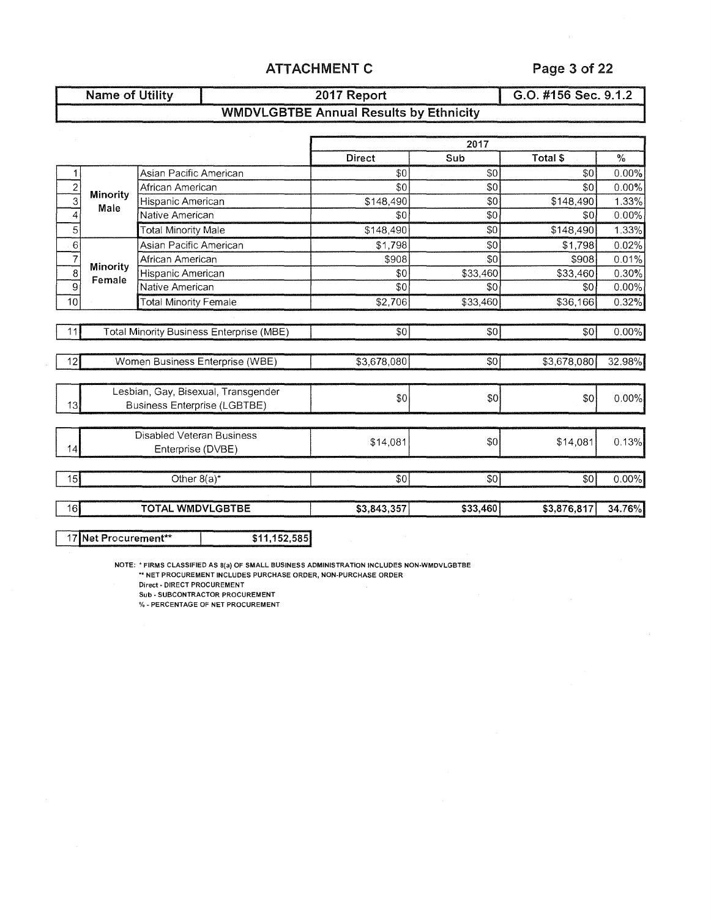## ATTACHMENT C

| Name of Utility | 2017 Report | G.O. #156 Sec. 9.1.2 |
|---|---|---|

### WMDVLGBTBE Annual Results by Ethnicity

| # | | | 2017 Direct | 2017 Sub | 2017 Total $ | 2017 % |
|---|---|---|---|---|---|---|
| 1 | Minority Male | Asian Pacific American | $0 | $0 | $0 | 0.00% |
| 2 | | African American | $0 | $0 | $0 | 0.00% |
| 3 | | Hispanic American | $148,490 | $0 | $148,490 | 1.33% |
| 4 | | Native American | $0 | $0 | $0 | 0.00% |
| 5 | | Total Minority Male | $148,490 | $0 | $148,490 | 1.33% |
| 6 | Minority Female | Asian Pacific American | $1,798 | $0 | $1,798 | 0.02% |
| 7 | | African American | $908 | $0 | $908 | 0.01% |
| 8 | | Hispanic American | $0 | $33,460 | $33,460 | 0.30% |
| 9 | | Native American | $0 | $0 | $0 | 0.00% |
| 10 | | Total Minority Female | $2,706 | $33,460 | $36,166 | 0.32% |
| 11 | Total Minority Business Enterprise (MBE) | | $0 | $0 | $0 | 0.00% |
| 12 | Women Business Enterprise (WBE) | | $3,678,080 | $0 | $3,678,080 | 32.98% |
| 13 | Lesbian, Gay, Bisexual, Transgender Business Enterprise (LGBTBE) | | $0 | $0 | $0 | 0.00% |
| 14 | Disabled Veteran Business Enterprise (DVBE) | | $14,081 | $0 | $14,081 | 0.13% |
| 15 | Other 8(a)* | | $0 | $0 | $0 | 0.00% |
| 16 | **TOTAL WMDVLGBTBE** | | **$3,843,357** | **$33,460** | **$3,876,817** | **34.76%** |

| 17 | Net Procurement** | $11,152,585 |
|---|---|---|

NOTE: * FIRMS CLASSIFIED AS 8(a) OF SMALL BUSINESS ADMINISTRATION INCLUDES NON-WMDVLGBTBE
** NET PROCUREMENT INCLUDES PURCHASE ORDER, NON-PURCHASE ORDER
Direct - DIRECT PROCUREMENT
Sub - SUBCONTRACTOR PROCUREMENT
% - PERCENTAGE OF NET PROCUREMENT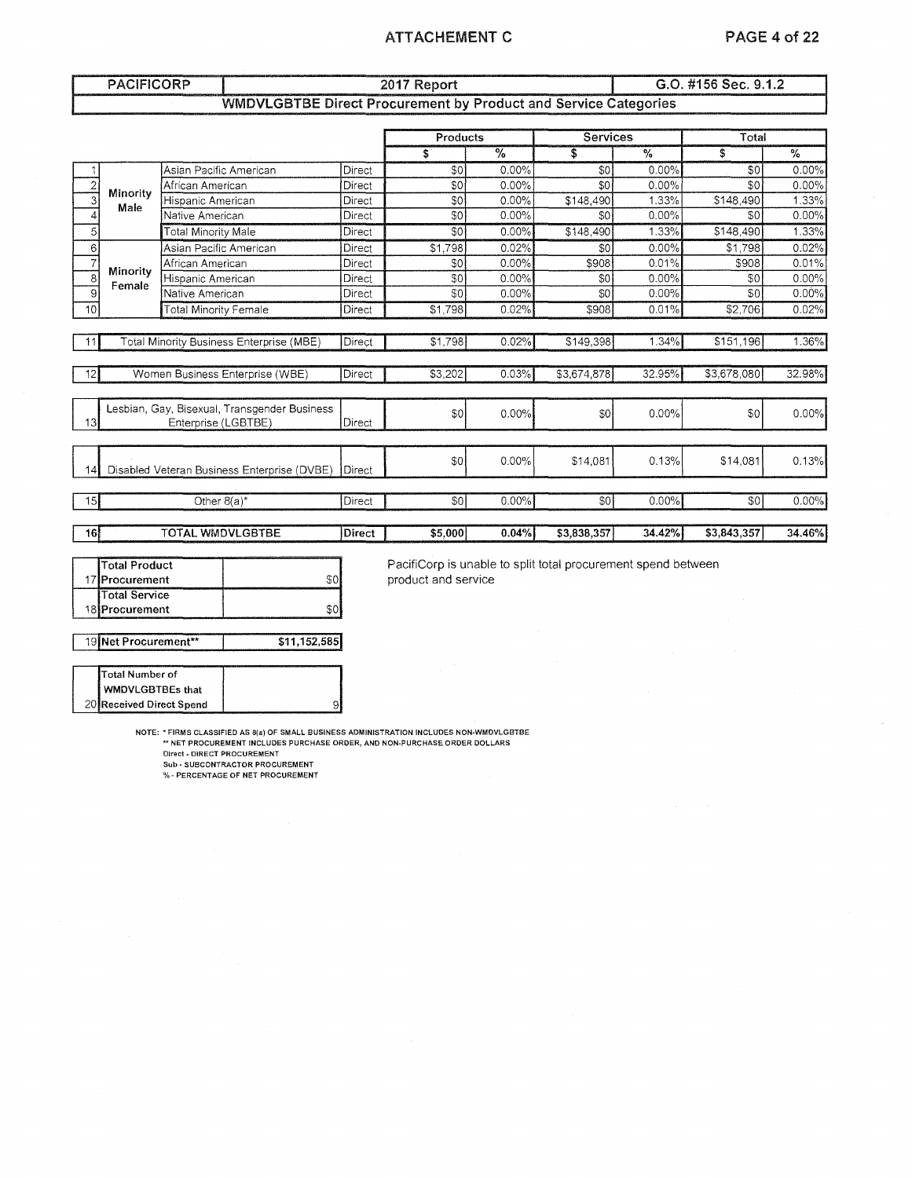## ATTACHEMENT C

| PACIFICORP | 2017 Report | G.O. #156 Sec. 9.1.2 |
|---|---|---|

### WMDVLGBTBE Direct Procurement by Product and Service Categories

| # | | | | Products | | Services | | Total | |
|---|---|---|---|---|---|---|---|---|---|
| | | | | $ | % | $ | % | $ | % |
| 1 | Minority Male | Asian Pacific American | Direct | $0 | 0.00% | $0 | 0.00% | $0 | 0.00% |
| 2 | Minority Male | African American | Direct | $0 | 0.00% | $0 | 0.00% | $0 | 0.00% |
| 3 | Minority Male | Hispanic American | Direct | $0 | 0.00% | $148,490 | 1.33% | $148,490 | 1.33% |
| 4 | Minority Male | Native American | Direct | $0 | 0.00% | $0 | 0.00% | $0 | 0.00% |
| 5 | Minority Male | Total Minority Male | Direct | $0 | 0.00% | $148,490 | 1.33% | $148,490 | 1.33% |
| 6 | Minority Female | Asian Pacific American | Direct | $1,798 | 0.02% | $0 | 0.00% | $1,798 | 0.02% |
| 7 | Minority Female | African American | Direct | $0 | 0.00% | $908 | 0.01% | $908 | 0.01% |
| 8 | Minority Female | Hispanic American | Direct | $0 | 0.00% | $0 | 0.00% | $0 | 0.00% |
| 9 | Minority Female | Native American | Direct | $0 | 0.00% | $0 | 0.00% | $0 | 0.00% |
| 10 | Minority Female | Total Minority Female | Direct | $1,798 | 0.02% | $908 | 0.01% | $2,706 | 0.02% |
| 11 | Total Minority Business Enterprise (MBE) | | Direct | $1,798 | 0.02% | $149,398 | 1.34% | $151,196 | 1.36% |
| 12 | Women Business Enterprise (WBE) | | Direct | $3,202 | 0.03% | $3,674,878 | 32.95% | $3,678,080 | 32.98% |
| 13 | Lesbian, Gay, Bisexual, Transgender Business Enterprise (LGBTBE) | | Direct | $0 | 0.00% | $0 | 0.00% | $0 | 0.00% |
| 14 | Disabled Veteran Business Enterprise (DVBE) | | Direct | $0 | 0.00% | $14,081 | 0.13% | $14,081 | 0.13% |
| 15 | Other 8(a)* | | Direct | $0 | 0.00% | $0 | 0.00% | $0 | 0.00% |
| 16 | **TOTAL WMDVLGBTBE** | | **Direct** | **$5,000** | **0.04%** | **$3,838,357** | **34.42%** | **$3,843,357** | **34.46%** |

| # | | |
|---|---|---|
| 17 | Total Product Procurement | $0 |
| 18 | Total Service Procurement | $0 |
| 19 | **Net Procurement**** | **$11,152,585** |
| 20 | Total Number of WMDVLGBTBEs that Received Direct Spend | 9 |

PacifiCorp is unable to split total procurement spend between product and service

NOTE: * FIRMS CLASSIFIED AS 8(a) OF SMALL BUSINESS ADMINISTRATION INCLUDES NON-WMDVLGBTBE
** NET PROCUREMENT INCLUDES PURCHASE ORDER, AND NON-PURCHASE ORDER DOLLARS
Direct - DIRECT PROCUREMENT
Sub - SUBCONTRACTOR PROCUREMENT
% - PERCENTAGE OF NET PROCUREMENT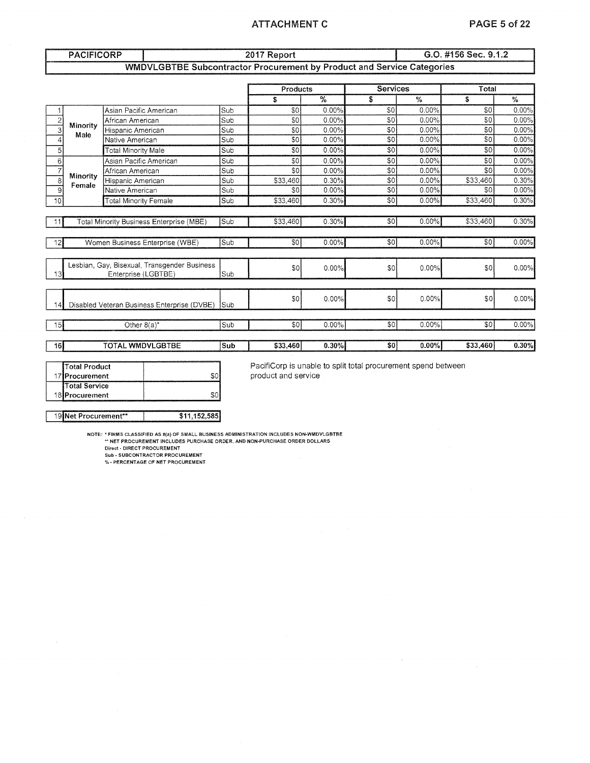| PACIFICORP | 2017 Report | | | | | | | | | G.O. #156 Sec. 9.1.2 |
|---|---|---|---|---|---|---|---|---|---|---|
| **WMDVLGBTBE Subcontractor Procurement by Product and Service Categories** | | | | | | | | | | |

| | | | | Products | | Services | | Total | |
|---|---|---|---|---|---|---|---|---|---|
| | | | | $ | % | $ | % | $ | % |
| 1 | Minority Male | Asian Pacific American | Sub | $0 | 0.00% | $0 | 0.00% | $0 | 0.00% |
| 2 | | African American | Sub | $0 | 0.00% | $0 | 0.00% | $0 | 0.00% |
| 3 | | Hispanic American | Sub | $0 | 0.00% | $0 | 0.00% | $0 | 0.00% |
| 4 | | Native American | Sub | $0 | 0.00% | $0 | 0.00% | $0 | 0.00% |
| 5 | | Total Minority Male | Sub | $0 | 0.00% | $0 | 0.00% | $0 | 0.00% |
| 6 | Minority Female | Asian Pacific American | Sub | $0 | 0.00% | $0 | 0.00% | $0 | 0.00% |
| 7 | | African American | Sub | $0 | 0.00% | $0 | 0.00% | $0 | 0.00% |
| 8 | | Hispanic American | Sub | $33,460 | 0.30% | $0 | 0.00% | $33,460 | 0.30% |
| 9 | | Native American | Sub | $0 | 0.00% | $0 | 0.00% | $0 | 0.00% |
| 10 | | Total Minority Female | Sub | $33,460 | 0.30% | $0 | 0.00% | $33,460 | 0.30% |
| 11 | Total Minority Business Enterprise (MBE) | | Sub | $33,460 | 0.30% | $0 | 0.00% | $33,460 | 0.30% |
| 12 | Women Business Enterprise (WBE) | | Sub | $0 | 0.00% | $0 | 0.00% | $0 | 0.00% |
| 13 | Lesbian, Gay, Bisexual, Transgender Business Enterprise (LGBTBE) | | Sub | $0 | 0.00% | $0 | 0.00% | $0 | 0.00% |
| 14 | Disabled Veteran Business Enterprise (DVBE) | | Sub | $0 | 0.00% | $0 | 0.00% | $0 | 0.00% |
| 15 | Other 8(a)* | | Sub | $0 | 0.00% | $0 | 0.00% | $0 | 0.00% |
| **16** | **TOTAL WMDVLGBTBE** | | **Sub** | **$33,460** | **0.30%** | **$0** | **0.00%** | **$33,460** | **0.30%** |

| | | |
|---|---|---|
| 17 | Total Product Procurement | $0 |
| 18 | Total Service Procurement | $0 |
| 19 | **Net Procurement**** | **$11,152,585** |

PacifiCorp is unable to split total procurement spend between product and service

NOTE: * FIRMS CLASSIFIED AS 8(a) OF SMALL BUSINESS ADMINISTRATION INCLUDES NON-WMDVLGBTBE
** NET PROCUREMENT INCLUDES PURCHASE ORDER, AND NON-PURCHASE ORDER DOLLARS
Direct - DIRECT PROCUREMENT
Sub - SUBCONTRACTOR PROCUREMENT
% - PERCENTAGE OF NET PROCUREMENT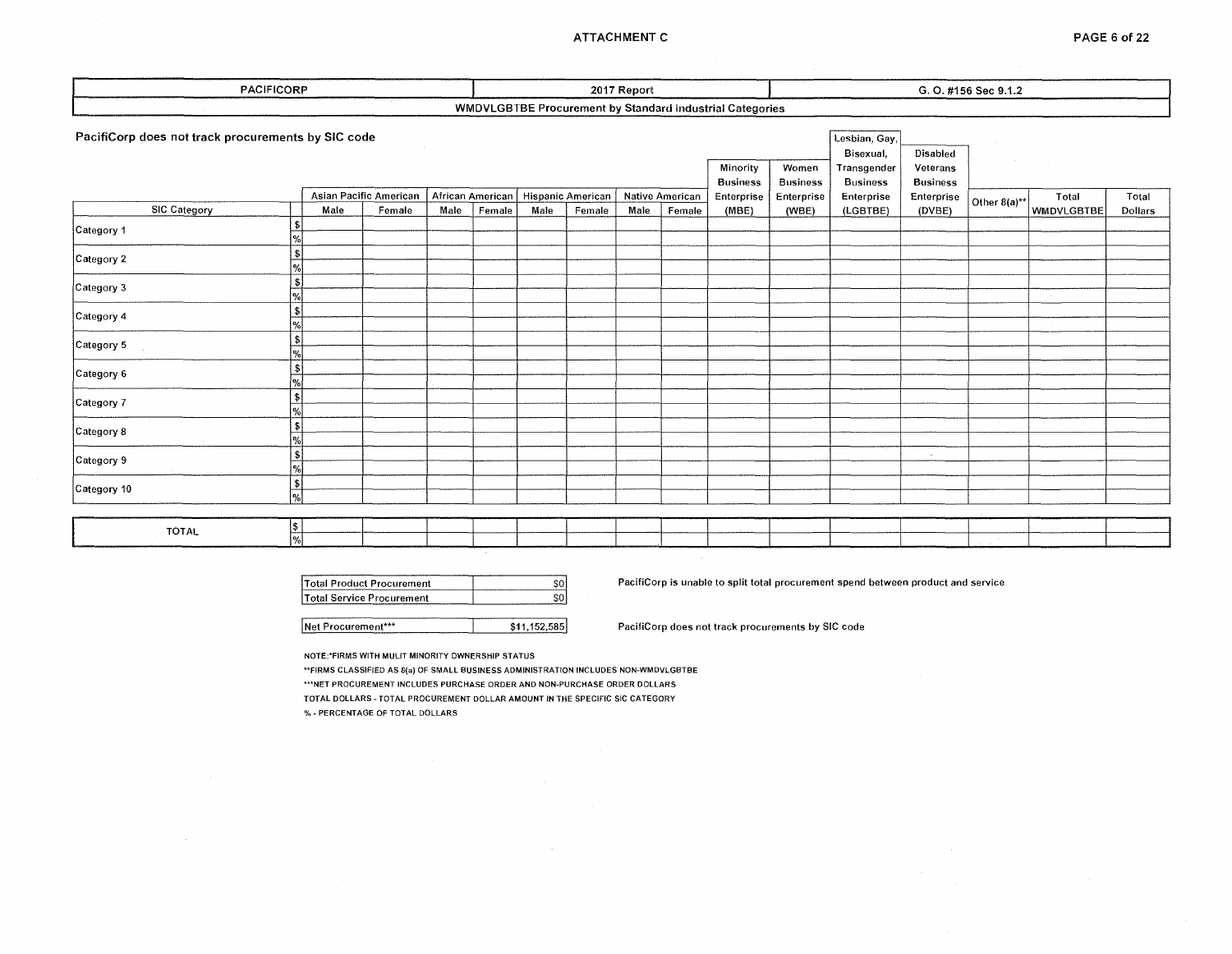| PACIFICORP | 2017 Report | G. O. #156 Sec 9.1.2 |
|---|---|---|
| WMDVLGBTBE Procurement by Standard Industrial Categories | | |

PacifiCorp does not track procurements by SIC code

| SIC Category | | Asian Pacific American | | African American | | Hispanic American | | Native American | | Minority Business Enterprise (MBE) | Women Business Enterprise (WBE) | Lesbian, Gay, Bisexual, Transgender Business Enterprise (LGBTBE) | Disabled Veterans Business Enterprise (DVBE) | Other 8(a)** | Total WMDVLGBTBE | Total Dollars |
|---|---|---|---|---|---|---|---|---|---|---|---|---|---|---|---|---|
| | | Male | Female | Male | Female | Male | Female | Male | Female | | | | | | | |
| Category 1 | $ | | | | | | | | | | | | | | | |
| | % | | | | | | | | | | | | | | | |
| Category 2 | $ | | | | | | | | | | | | | | | |
| | % | | | | | | | | | | | | | | | |
| Category 3 | $ | | | | | | | | | | | | | | | |
| | % | | | | | | | | | | | | | | | |
| Category 4 | $ | | | | | | | | | | | | | | | |
| | % | | | | | | | | | | | | | | | |
| Category 5 | $ | | | | | | | | | | | | | | | |
| | % | | | | | | | | | | | | | | | |
| Category 6 | $ | | | | | | | | | | | | | | | |
| | % | | | | | | | | | | | | | | | |
| Category 7 | $ | | | | | | | | | | | | | | | |
| | % | | | | | | | | | | | | | | | |
| Category 8 | $ | | | | | | | | | | | | | | | |
| | % | | | | | | | | | | | | | | | |
| Category 9 | $ | | | | | | | | | | | | | | | |
| | % | | | | | | | | | | | | | | | |
| Category 10 | $ | | | | | | | | | | | | | | | |
| | % | | | | | | | | | | | | | | | |
| TOTAL | $ | | | | | | | | | | | | | | | |
| | % | | | | | | | | | | | | | | | |

| | |
|---|---|
| Total Product Procurement | $0 |
| Total Service Procurement | $0 |

PacifiCorp is unable to split total procurement spend between product and service

| | |
|---|---|
| Net Procurement*** | $11,152,585 |

PacifiCorp does not track procurements by SIC code

NOTE:*FIRMS WITH MULIT MINORITY OWNERSHIP STATUS

**FIRMS CLASSIFIED AS 8(a) OF SMALL BUSINESS ADMINISTRATION INCLUDES NON-WMDVLGBTBE

***NET PROCUREMENT INCLUDES PURCHASE ORDER AND NON-PURCHASE ORDER DOLLARS

TOTAL DOLLARS - TOTAL PROCUREMENT DOLLAR AMOUNT IN THE SPECIFIC SIC CATEGORY

% - PERCENTAGE OF TOTAL DOLLARS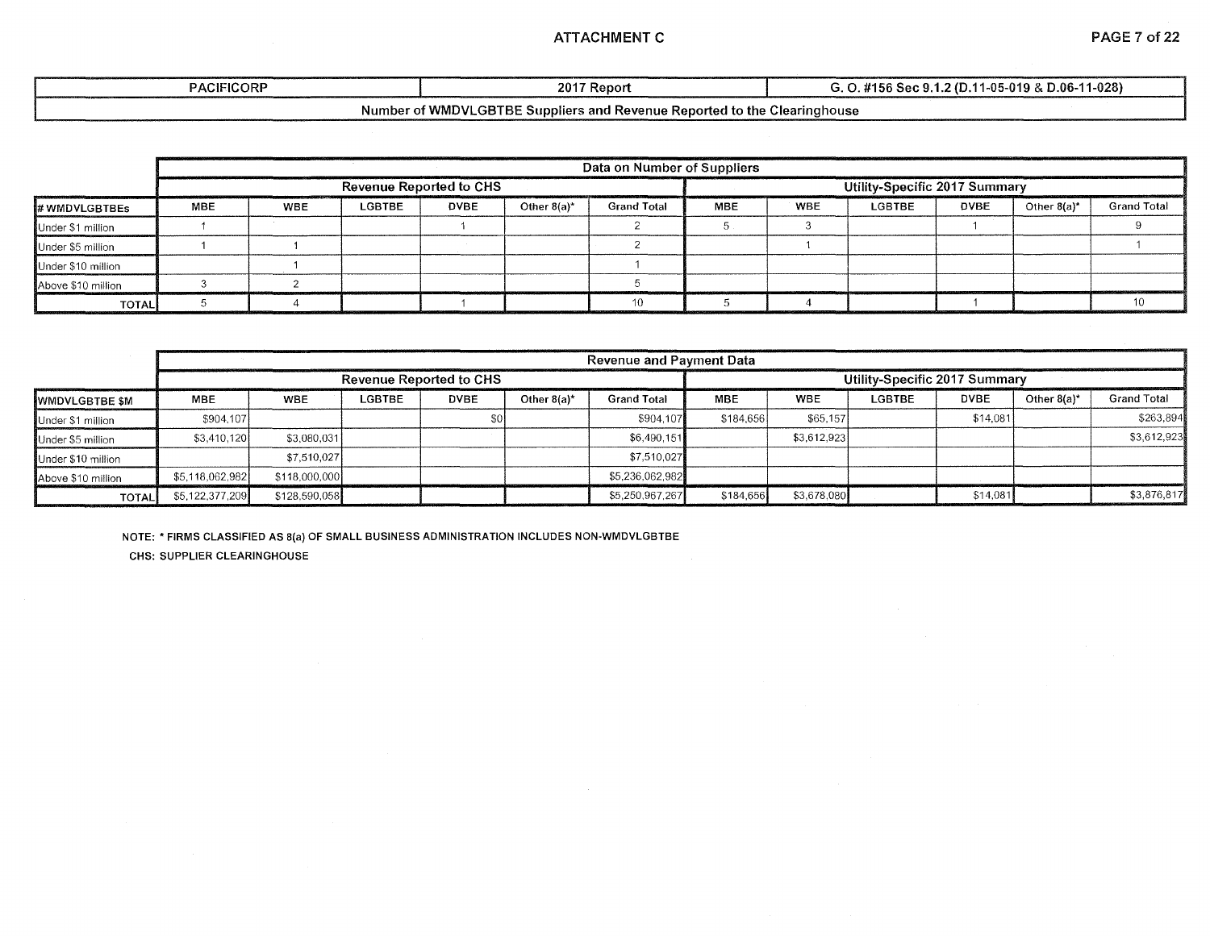| PACIFICORP | 2017 Report | G. O. #156 Sec 9.1.2 (D.11-05-019 & D.06-11-028) |
|---|---|---|
| Number of WMDVLGBTBE Suppliers and Revenue Reported to the Clearinghouse | | |

| | Data on Number of Suppliers | | | | | | | | | | | |
|---|---|---|---|---|---|---|---|---|---|---|---|---|
| | Revenue Reported to CHS | | | | | | Utility-Specific 2017 Summary | | | | | |
| # WMDVLGBTBEs | MBE | WBE | LGBTBE | DVBE | Other 8(a)* | Grand Total | MBE | WBE | LGBTBE | DVBE | Other 8(a)* | Grand Total |
| Under $1 million | 1 | | | 1 | | 2 | 5 | 3 | | 1 | | 9 |
| Under $5 million | 1 | 1 | | | | 2 | | 1 | | | | 1 |
| Under $10 million | | 1 | | | | 1 | | | | | | |
| Above $10 million | 3 | 2 | | | | 5 | | | | | | |
| TOTAL | 5 | 4 | | 1 | | 10 | 5 | 4 | | 1 | | 10 |

| | Revenue and Payment Data | | | | | | | | | | | |
|---|---|---|---|---|---|---|---|---|---|---|---|---|
| | Revenue Reported to CHS | | | | | | Utility-Specific 2017 Summary | | | | | |
| WMDVLGBTBE $M | MBE | WBE | LGBTBE | DVBE | Other 8(a)* | Grand Total | MBE | WBE | LGBTBE | DVBE | Other 8(a)* | Grand Total |
| Under $1 million | $904,107 | | | $0 | | $904,107 | $184,656 | $65,157 | | $14,081 | | $263,894 |
| Under $5 million | $3,410,120 | $3,080,031 | | | | $6,490,151 | | $3,612,923 | | | | $3,612,923 |
| Under $10 million | | $7,510,027 | | | | $7,510,027 | | | | | | |
| Above $10 million | $5,118,062,982 | $118,000,000 | | | | $5,236,062,982 | | | | | | |
| TOTAL | $5,122,377,209 | $128,590,058 | | | | $5,250,967,267 | $184,656 | $3,678,080 | | $14,081 | | $3,876,817 |

NOTE: * FIRMS CLASSIFIED AS 8(a) OF SMALL BUSINESS ADMINISTRATION INCLUDES NON-WMDVLGBTBE

CHS: SUPPLIER CLEARINGHOUSE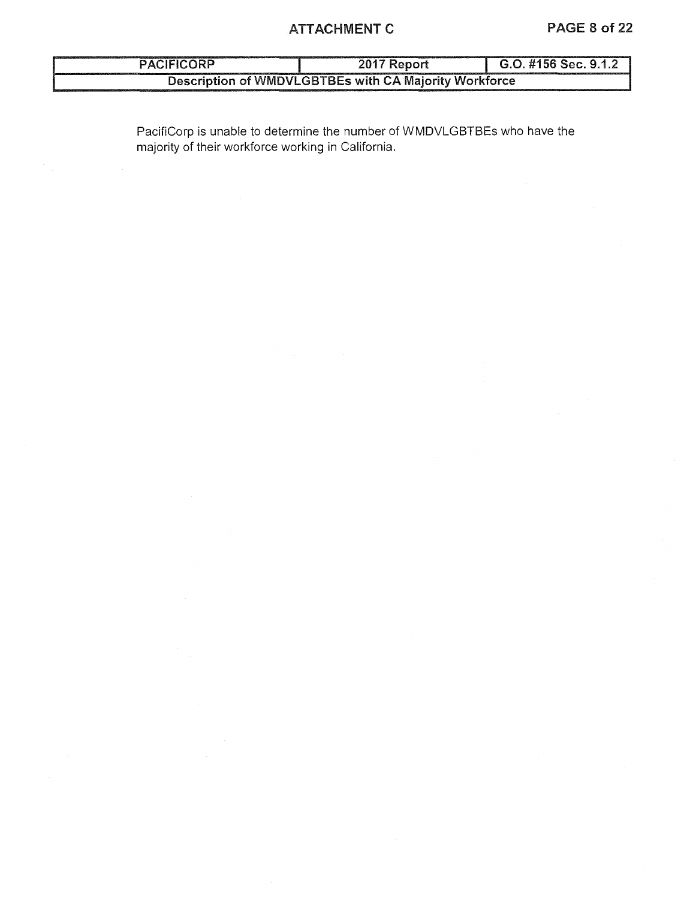| PACIFICORP | 2017 Report | G.O. #156 Sec. 9.1.2 |
| --- | --- | --- |
| Description of WMDVLGBTBEs with CA Majority Workforce | | |

PacifiCorp is unable to determine the number of WMDVLGBTBEs who have the majority of their workforce working in California.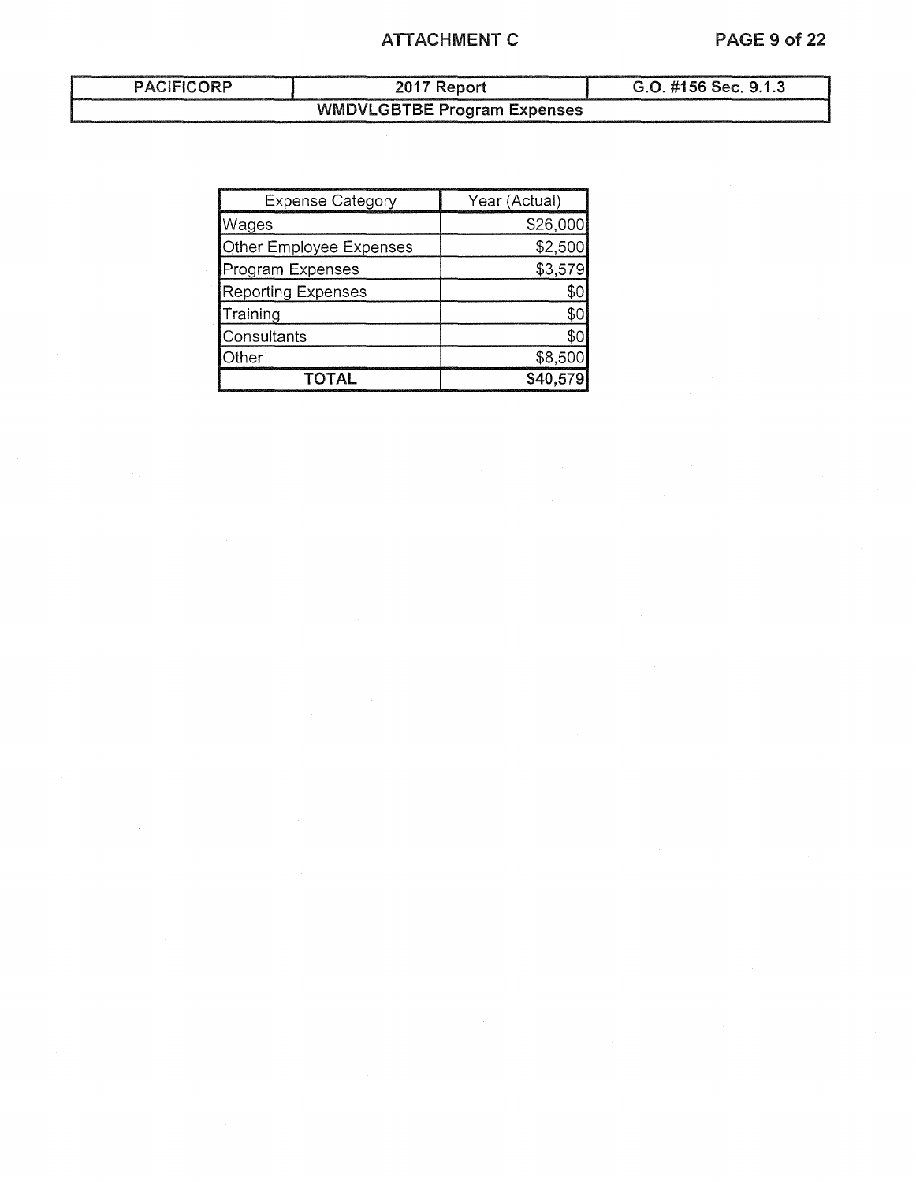| PACIFICORP | 2017 Report | G.O. #156 Sec. 9.1.3 |
| --- | --- | --- |
| WMDVLGBTBE Program Expenses | | |

| Expense Category | Year (Actual) |
| --- | --- |
| Wages | $26,000 |
| Other Employee Expenses | $2,500 |
| Program Expenses | $3,579 |
| Reporting Expenses | $0 |
| Training | $0 |
| Consultants | $0 |
| Other | $8,500 |
| **TOTAL** | **$40,579** |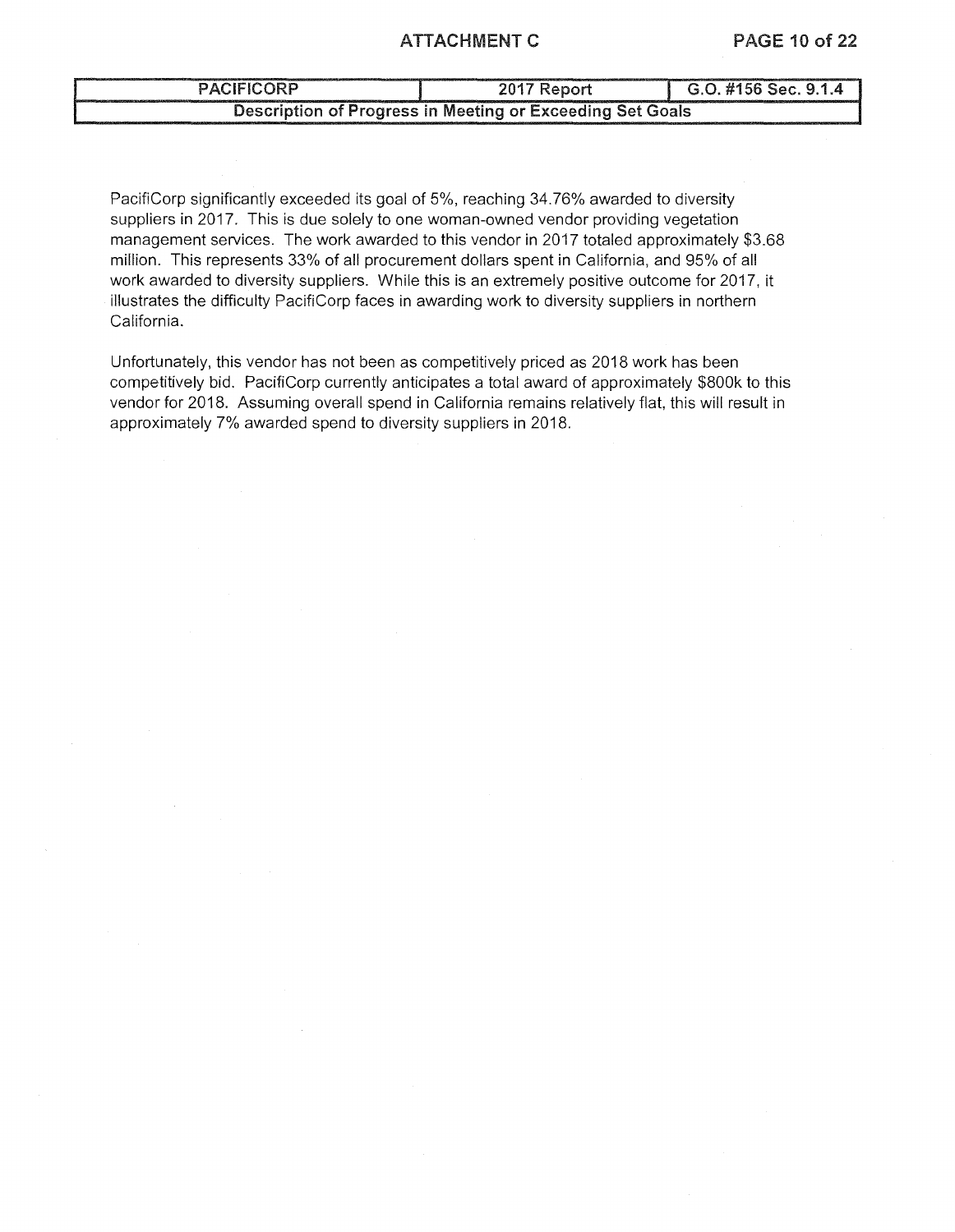| PACIFICORP | 2017 Report | G.O. #156 Sec. 9.1.4 |
| --- | --- | --- |
| Description of Progress in Meeting or Exceeding Set Goals | | |

PacifiCorp significantly exceeded its goal of 5%, reaching 34.76% awarded to diversity suppliers in 2017. This is due solely to one woman-owned vendor providing vegetation management services. The work awarded to this vendor in 2017 totaled approximately $3.68 million. This represents 33% of all procurement dollars spent in California, and 95% of all work awarded to diversity suppliers. While this is an extremely positive outcome for 2017, it illustrates the difficulty PacifiCorp faces in awarding work to diversity suppliers in northern California.

Unfortunately, this vendor has not been as competitively priced as 2018 work has been competitively bid. PacifiCorp currently anticipates a total award of approximately $800k to this vendor for 2018. Assuming overall spend in California remains relatively flat, this will result in approximately 7% awarded spend to diversity suppliers in 2018.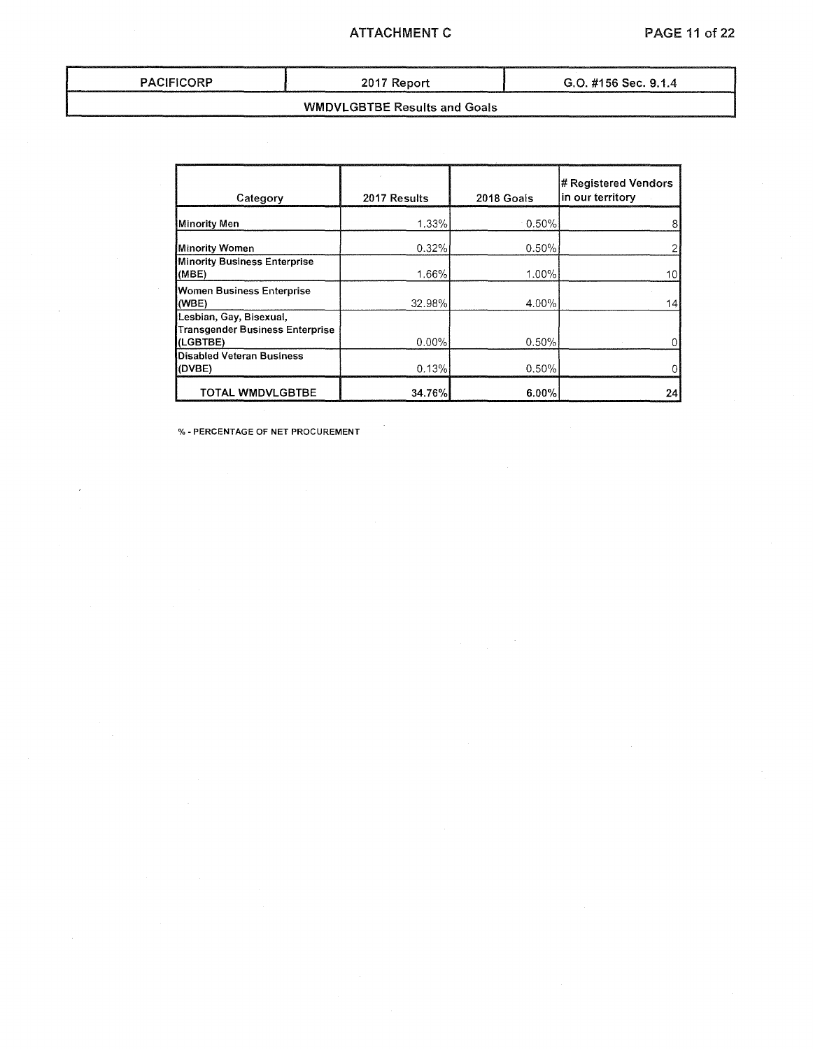| PACIFICORP | 2017 Report | G.O. #156 Sec. 9.1.4 |
|---|---|---|
| **WMDVLGBTBE Results and Goals** | | |

| Category | 2017 Results | 2018 Goals | # Registered Vendors in our territory |
|---|---|---|---|
| Minority Men | 1.33% | 0.50% | 8 |
| Minority Women | 0.32% | 0.50% | 2 |
| Minority Business Enterprise (MBE) | 1.66% | 1.00% | 10 |
| Women Business Enterprise (WBE) | 32.98% | 4.00% | 14 |
| Lesbian, Gay, Bisexual, Transgender Business Enterprise (LGBTBE) | 0.00% | 0.50% | 0 |
| Disabled Veteran Business (DVBE) | 0.13% | 0.50% | 0 |
| **TOTAL WMDVLGBTBE** | **34.76%** | **6.00%** | **24** |

% - PERCENTAGE OF NET PROCUREMENT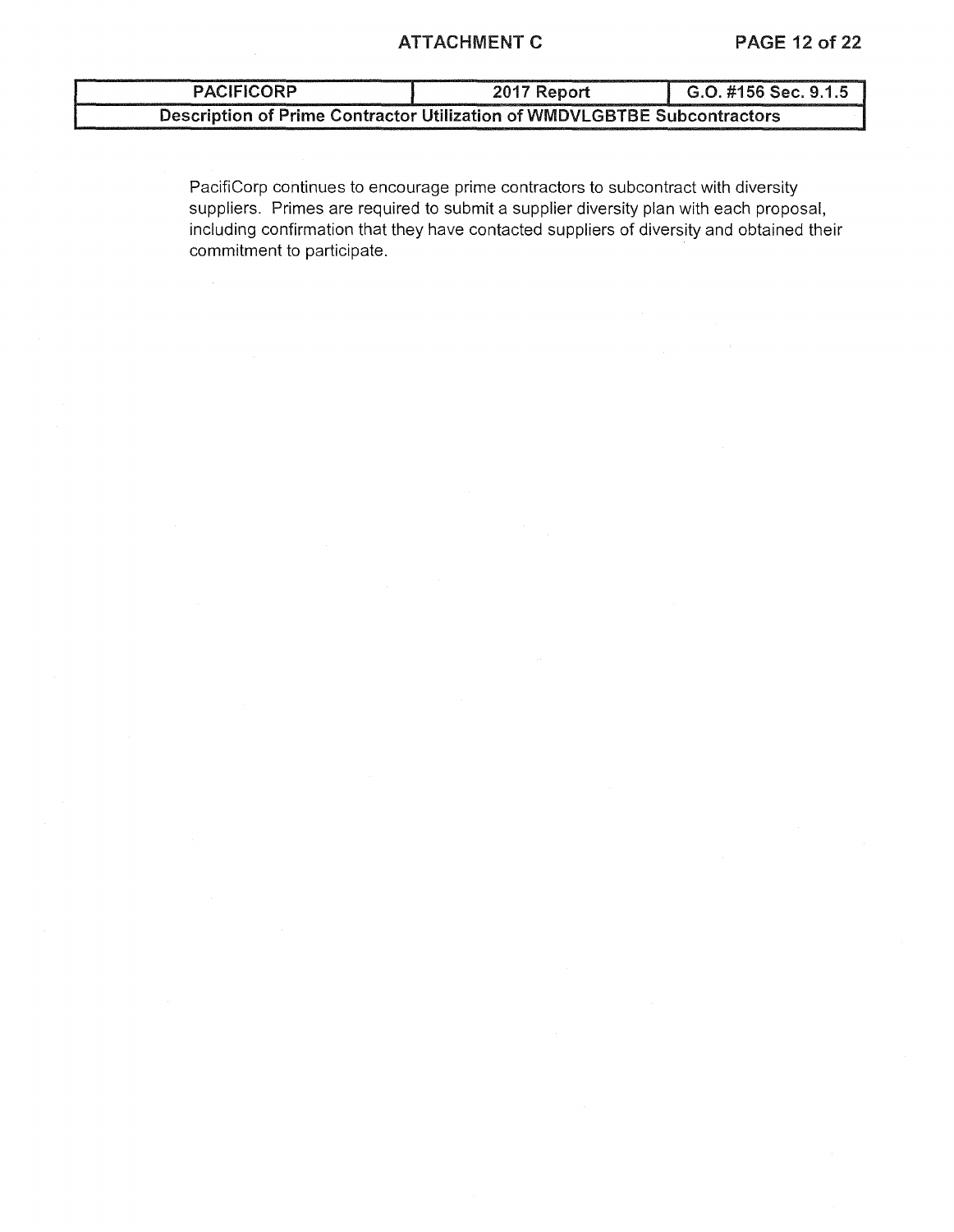| PACIFICORP | 2017 Report | G.O. #156 Sec. 9.1.5 |
| --- | --- | --- |
| Description of Prime Contractor Utilization of WMDVLGBTBE Subcontractors | | |

PacifiCorp continues to encourage prime contractors to subcontract with diversity suppliers. Primes are required to submit a supplier diversity plan with each proposal, including confirmation that they have contacted suppliers of diversity and obtained their commitment to participate.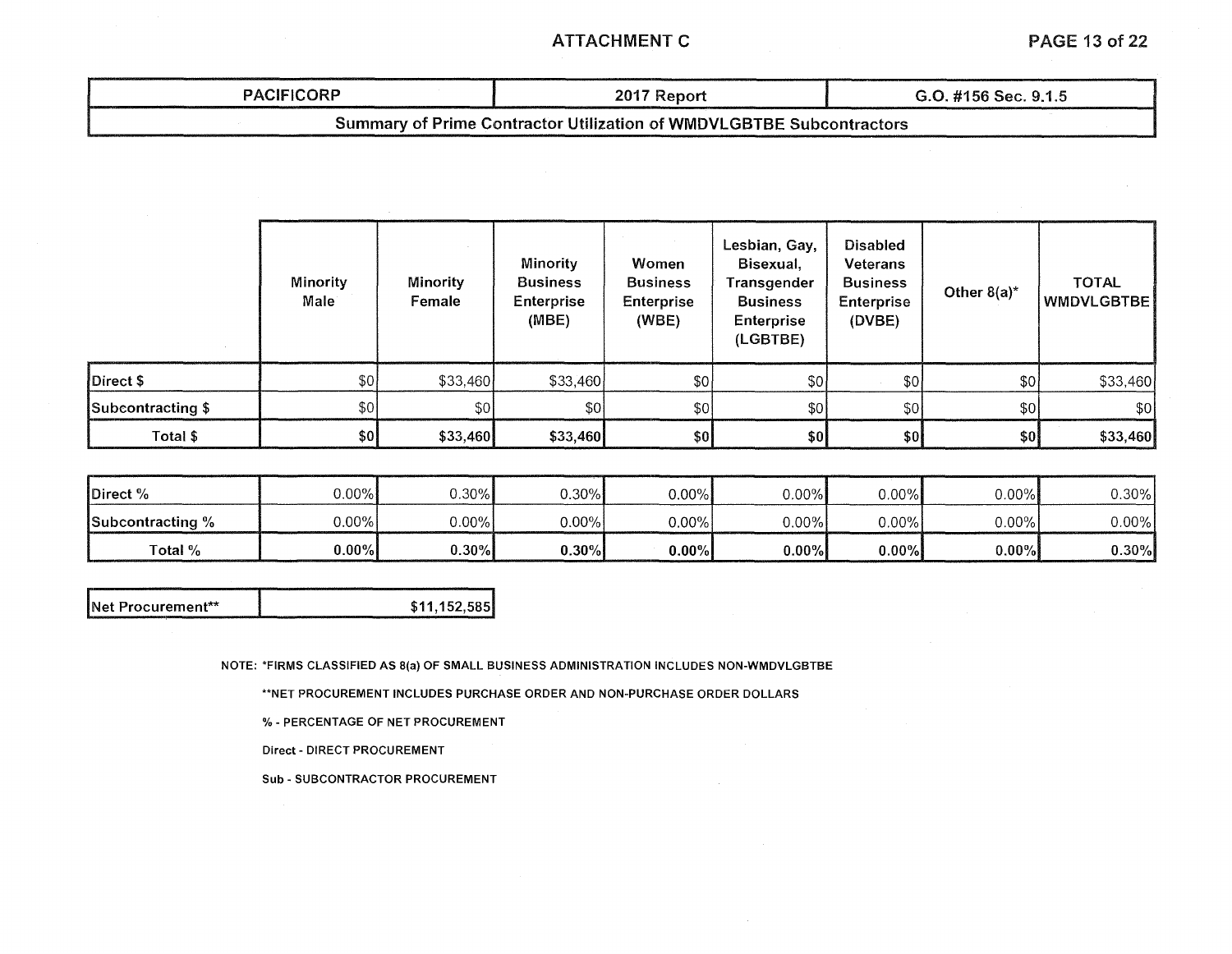# ATTACHMENT C

| PACIFICORP | 2017 Report | G.O. #156 Sec. 9.1.5 |
|---|---|---|
| **Summary of Prime Contractor Utilization of WMDVLGBTBE Subcontractors** | | |

| | Minority Male | Minority Female | Minority Business Enterprise (MBE) | Women Business Enterprise (WBE) | Lesbian, Gay, Bisexual, Transgender Business Enterprise (LGBTBE) | Disabled Veterans Business Enterprise (DVBE) | Other 8(a)* | TOTAL WMDVLGBTBE |
|---|---|---|---|---|---|---|---|---|
| Direct $ | $0 | $33,460 | $33,460 | $0 | $0 | $0 | $0 | $33,460 |
| Subcontracting $ | $0 | $0 | $0 | $0 | $0 | $0 | $0 | $0 |
| **Total $** | **$0** | **$33,460** | **$33,460** | **$0** | **$0** | **$0** | **$0** | **$33,460** |

| | | | | | | | | |
|---|---|---|---|---|---|---|---|---|
| Direct % | 0.00% | 0.30% | 0.30% | 0.00% | 0.00% | 0.00% | 0.00% | 0.30% |
| Subcontracting % | 0.00% | 0.00% | 0.00% | 0.00% | 0.00% | 0.00% | 0.00% | 0.00% |
| **Total %** | **0.00%** | **0.30%** | **0.30%** | **0.00%** | **0.00%** | **0.00%** | **0.00%** | **0.30%** |

| | |
|---|---|
| Net Procurement** | $11,152,585 |

NOTE: *FIRMS CLASSIFIED AS 8(a) OF SMALL BUSINESS ADMINISTRATION INCLUDES NON-WMDVLGBTBE

**NET PROCUREMENT INCLUDES PURCHASE ORDER AND NON-PURCHASE ORDER DOLLARS

% - PERCENTAGE OF NET PROCUREMENT

Direct - DIRECT PROCUREMENT

Sub - SUBCONTRACTOR PROCUREMENT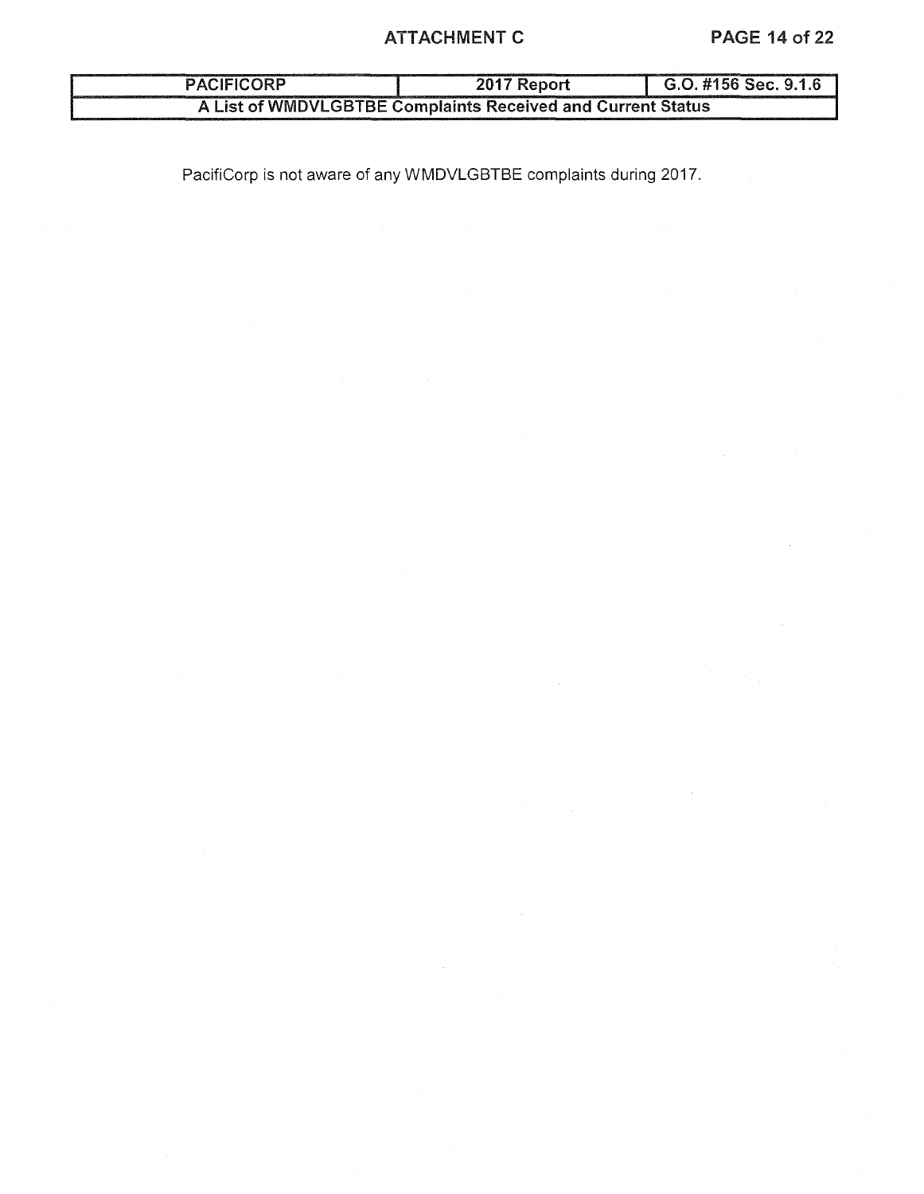| PACIFICORP | 2017 Report | G.O. #156 Sec. 9.1.6 |
| --- | --- | --- |
| A List of WMDVLGBTBE Complaints Received and Current Status | | |

PacifiCorp is not aware of any WMDVLGBTBE complaints during 2017.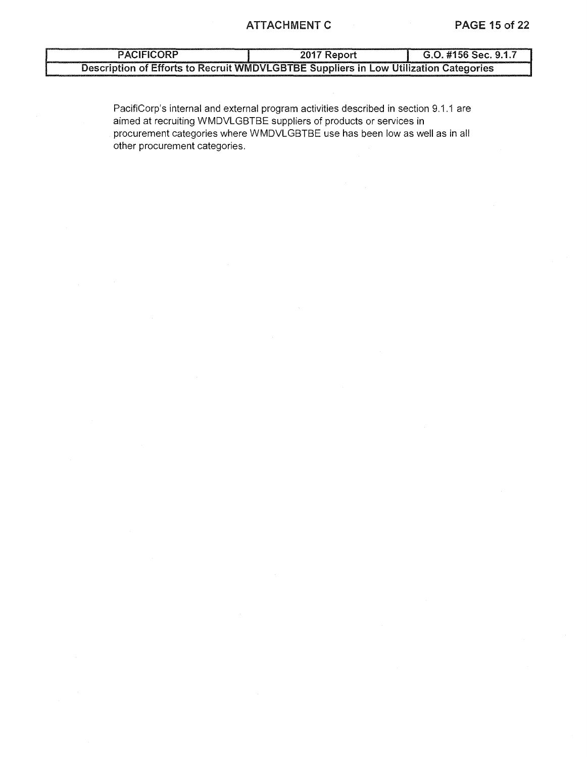| PACIFICORP | 2017 Report | G.O. #156 Sec. 9.1.7 |
| --- | --- | --- |
| **Description of Efforts to Recruit WMDVLGBTBE Suppliers in Low Utilization Categories** | | |

PacifiCorp's internal and external program activities described in section 9.1.1 are aimed at recruiting WMDVLGBTBE suppliers of products or services in procurement categories where WMDVLGBTBE use has been low as well as in all other procurement categories.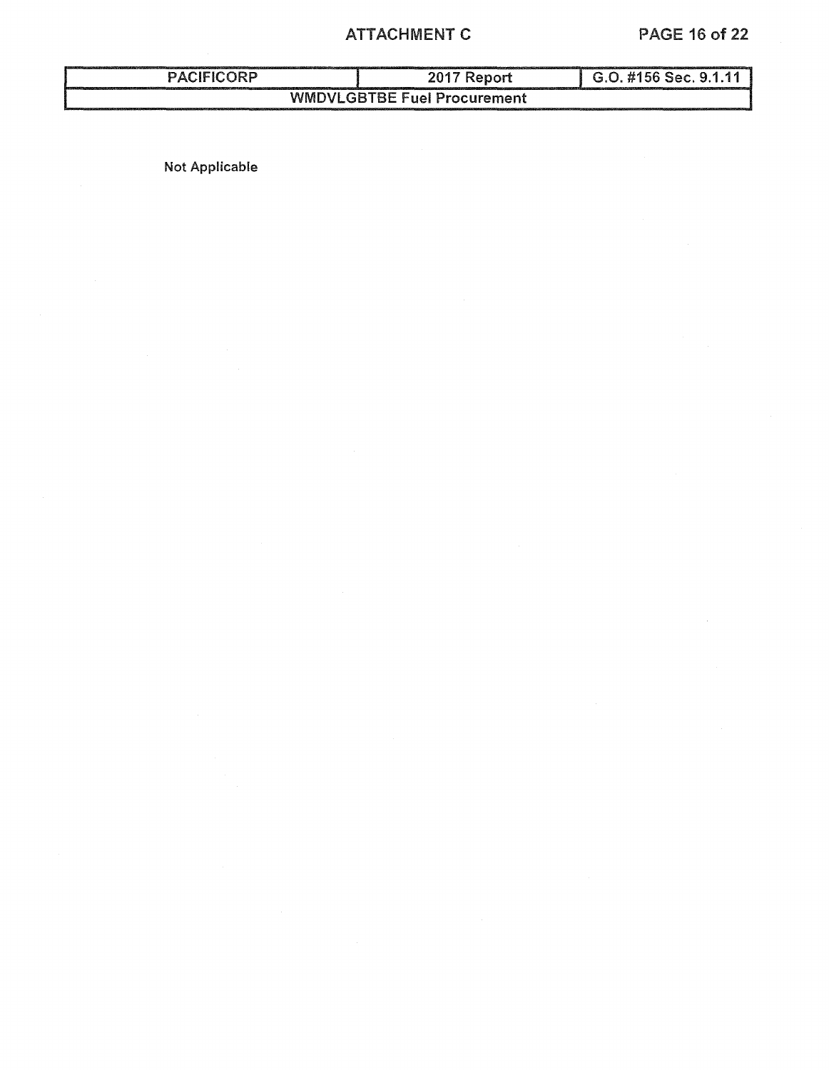| PACIFICORP | 2017 Report | G.O. #156 Sec. 9.1.11 |
| --- | --- | --- |
| WMDVLGBTBE Fuel Procurement | | |

Not Applicable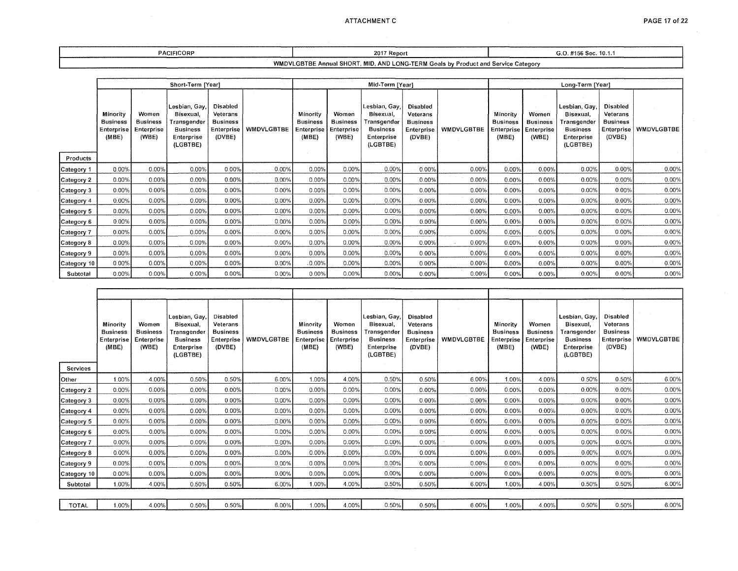| PACIFICORP | 2017 Report | G.O. #156 Sec. 10.1.1 |
|---|---|---|
| WMDVLGBTBE Annual SHORT, MID, AND LONG-TERM Goals by Product and Service Category | | |

| | Short-Term [Year] | | | | | Mid-Term [Year] | | | | | Long-Term [Year] | | | | |
|---|---|---|---|---|---|---|---|---|---|---|---|---|---|---|---|
| Products | Minority Business Enterprise (MBE) | Women Business Enterprise (WBE) | Lesbian, Gay, Bisexual, Transgender Business Enterprise (LGBTBE) | Disabled Veterans Business Enterprise (DVBE) | WMDVLGBTBE | Minority Business Enterprise (MBE) | Women Business Enterprise (WBE) | Lesbian, Gay, Bisexual, Transgender Business Enterprise (LGBTBE) | Disabled Veterans Business Enterprise (DVBE) | WMDVLGBTBE | Minority Business Enterprise (MBE) | Women Business Enterprise (WBE) | Lesbian, Gay, Bisexual, Transgender Business Enterprise (LGBTBE) | Disabled Veterans Business Enterprise (DVBE) | WMDVLGBTBE |
| Category 1 | 0.00% | 0.00% | 0.00% | 0.00% | 0.00% | 0.00% | 0.00% | 0.00% | 0.00% | 0.00% | 0.00% | 0.00% | 0.00% | 0.00% | 0.00% |
| Category 2 | 0.00% | 0.00% | 0.00% | 0.00% | 0.00% | 0.00% | 0.00% | 0.00% | 0.00% | 0.00% | 0.00% | 0.00% | 0.00% | 0.00% | 0.00% |
| Category 3 | 0.00% | 0.00% | 0.00% | 0.00% | 0.00% | 0.00% | 0.00% | 0.00% | 0.00% | 0.00% | 0.00% | 0.00% | 0.00% | 0.00% | 0.00% |
| Category 4 | 0.00% | 0.00% | 0.00% | 0.00% | 0.00% | 0.00% | 0.00% | 0.00% | 0.00% | 0.00% | 0.00% | 0.00% | 0.00% | 0.00% | 0.00% |
| Category 5 | 0.00% | 0.00% | 0.00% | 0.00% | 0.00% | 0.00% | 0.00% | 0.00% | 0.00% | 0.00% | 0.00% | 0.00% | 0.00% | 0.00% | 0.00% |
| Category 6 | 0.00% | 0.00% | 0.00% | 0.00% | 0.00% | 0.00% | 0.00% | 0.00% | 0.00% | 0.00% | 0.00% | 0.00% | 0.00% | 0.00% | 0.00% |
| Category 7 | 0.00% | 0.00% | 0.00% | 0.00% | 0.00% | 0.00% | 0.00% | 0.00% | 0.00% | 0.00% | 0.00% | 0.00% | 0.00% | 0.00% | 0.00% |
| Category 8 | 0.00% | 0.00% | 0.00% | 0.00% | 0.00% | 0.00% | 0.00% | 0.00% | 0.00% | 0.00% | 0.00% | 0.00% | 0.00% | 0.00% | 0.00% |
| Category 9 | 0.00% | 0.00% | 0.00% | 0.00% | 0.00% | 0.00% | 0.00% | 0.00% | 0.00% | 0.00% | 0.00% | 0.00% | 0.00% | 0.00% | 0.00% |
| Category 10 | 0.00% | 0.00% | 0.00% | 0.00% | 0.00% | 0.00% | 0.00% | 0.00% | 0.00% | 0.00% | 0.00% | 0.00% | 0.00% | 0.00% | 0.00% |
| Subtotal | 0.00% | 0.00% | 0.00% | 0.00% | 0.00% | 0.00% | 0.00% | 0.00% | 0.00% | 0.00% | 0.00% | 0.00% | 0.00% | 0.00% | 0.00% |

| Services | Minority Business Enterprise (MBE) | Women Business Enterprise (WBE) | Lesbian, Gay, Bisexual, Transgender Business Enterprise (LGBTBE) | Disabled Veterans Business Enterprise (DVBE) | WMDVLGBTBE | Minority Business Enterprise (MBE) | Women Business Enterprise (WBE) | Lesbian, Gay, Bisexual, Transgender Business Enterprise (LGBTBE) | Disabled Veterans Business Enterprise (DVBE) | WMDVLGBTBE | Minority Business Enterprise (MBE) | Women Business Enterprise (WBE) | Lesbian, Gay, Bisexual, Transgender Business Enterprise (LGBTBE) | Disabled Veterans Business Enterprise (DVBE) | WMDVLGBTBE |
|---|---|---|---|---|---|---|---|---|---|---|---|---|---|---|---|
| Other | 1.00% | 4.00% | 0.50% | 0.50% | 6.00% | 1.00% | 4.00% | 0.50% | 0.50% | 6.00% | 1.00% | 4.00% | 0.50% | 0.50% | 6.00% |
| Category 2 | 0.00% | 0.00% | 0.00% | 0.00% | 0.00% | 0.00% | 0.00% | 0.00% | 0.00% | 0.00% | 0.00% | 0.00% | 0.00% | 0.00% | 0.00% |
| Category 3 | 0.00% | 0.00% | 0.00% | 0.00% | 0.00% | 0.00% | 0.00% | 0.00% | 0.00% | 0.00% | 0.00% | 0.00% | 0.00% | 0.00% | 0.00% |
| Category 4 | 0.00% | 0.00% | 0.00% | 0.00% | 0.00% | 0.00% | 0.00% | 0.00% | 0.00% | 0.00% | 0.00% | 0.00% | 0.00% | 0.00% | 0.00% |
| Category 5 | 0.00% | 0.00% | 0.00% | 0.00% | 0.00% | 0.00% | 0.00% | 0.00% | 0.00% | 0.00% | 0.00% | 0.00% | 0.00% | 0.00% | 0.00% |
| Category 6 | 0.00% | 0.00% | 0.00% | 0.00% | 0.00% | 0.00% | 0.00% | 0.00% | 0.00% | 0.00% | 0.00% | 0.00% | 0.00% | 0.00% | 0.00% |
| Category 7 | 0.00% | 0.00% | 0.00% | 0.00% | 0.00% | 0.00% | 0.00% | 0.00% | 0.00% | 0.00% | 0.00% | 0.00% | 0.00% | 0.00% | 0.00% |
| Category 8 | 0.00% | 0.00% | 0.00% | 0.00% | 0.00% | 0.00% | 0.00% | 0.00% | 0.00% | 0.00% | 0.00% | 0.00% | 0.00% | 0.00% | 0.00% |
| Category 9 | 0.00% | 0.00% | 0.00% | 0.00% | 0.00% | 0.00% | 0.00% | 0.00% | 0.00% | 0.00% | 0.00% | 0.00% | 0.00% | 0.00% | 0.00% |
| Category 10 | 0.00% | 0.00% | 0.00% | 0.00% | 0.00% | 0.00% | 0.00% | 0.00% | 0.00% | 0.00% | 0.00% | 0.00% | 0.00% | 0.00% | 0.00% |
| Subtotal | 1.00% | 4.00% | 0.50% | 0.50% | 6.00% | 1.00% | 4.00% | 0.50% | 0.50% | 6.00% | 1.00% | 4.00% | 0.50% | 0.50% | 6.00% |
| TOTAL | 1.00% | 4.00% | 0.50% | 0.50% | 6.00% | 1.00% | 4.00% | 0.50% | 0.50% | 6.00% | 1.00% | 4.00% | 0.50% | 0.50% | 6.00% |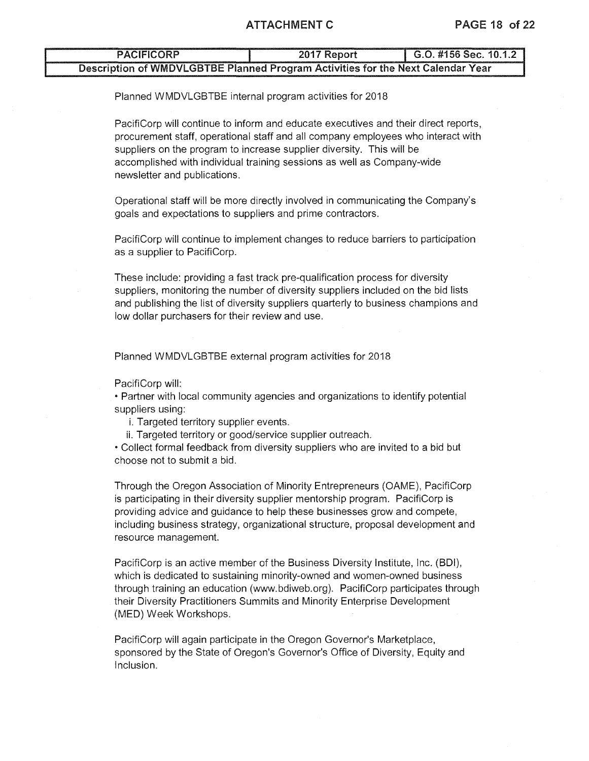| PACIFICORP | 2017 Report | G.O. #156 Sec. 10.1.2 |
| --- | --- | --- |
| Description of WMDVLGBTBE Planned Program Activities for the Next Calendar Year | | |

Planned WMDVLGBTBE internal program activities for 2018

PacifiCorp will continue to inform and educate executives and their direct reports, procurement staff, operational staff and all company employees who interact with suppliers on the program to increase supplier diversity. This will be accomplished with individual training sessions as well as Company-wide newsletter and publications.

Operational staff will be more directly involved in communicating the Company's goals and expectations to suppliers and prime contractors.

PacifiCorp will continue to implement changes to reduce barriers to participation as a supplier to PacifiCorp.

These include: providing a fast track pre-qualification process for diversity suppliers, monitoring the number of diversity suppliers included on the bid lists and publishing the list of diversity suppliers quarterly to business champions and low dollar purchasers for their review and use.

Planned WMDVLGBTBE external program activities for 2018

PacifiCorp will:

- Partner with local community agencies and organizations to identify potential suppliers using:
  - i. Targeted territory supplier events.
  - ii. Targeted territory or good/service supplier outreach.
- Collect formal feedback from diversity suppliers who are invited to a bid but choose not to submit a bid.

Through the Oregon Association of Minority Entrepreneurs (OAME), PacifiCorp is participating in their diversity supplier mentorship program. PacifiCorp is providing advice and guidance to help these businesses grow and compete, including business strategy, organizational structure, proposal development and resource management.

PacifiCorp is an active member of the Business Diversity Institute, Inc. (BDI), which is dedicated to sustaining minority-owned and women-owned business through training an education (www.bdiweb.org). PacifiCorp participates through their Diversity Practitioners Summits and Minority Enterprise Development (MED) Week Workshops.

PacifiCorp will again participate in the Oregon Governor's Marketplace, sponsored by the State of Oregon's Governor's Office of Diversity, Equity and Inclusion.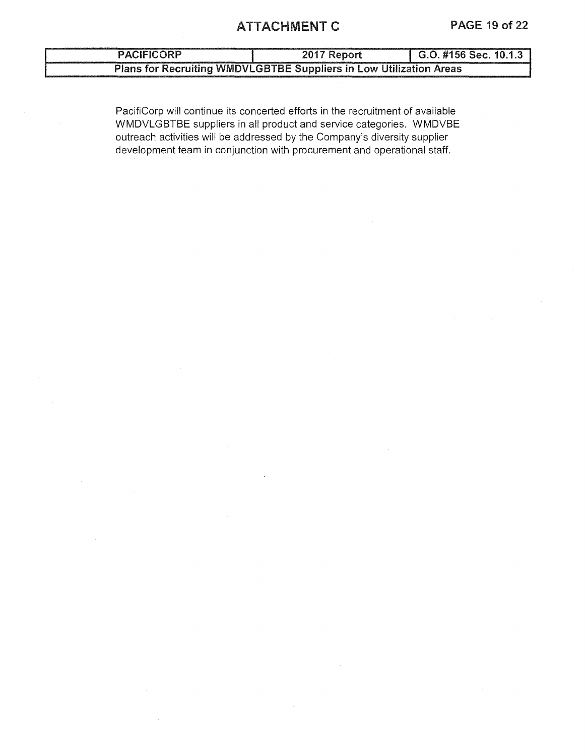# ATTACHMENT C

| PACIFICORP | 2017 Report | G.O. #156 Sec. 10.1.3 |
| --- | --- | --- |
| Plans for Recruiting WMDVLGBTBE Suppliers in Low Utilization Areas | | |

PacifiCorp will continue its concerted efforts in the recruitment of available WMDVLGBTBE suppliers in all product and service categories. WMDVBE outreach activities will be addressed by the Company's diversity supplier development team in conjunction with procurement and operational staff.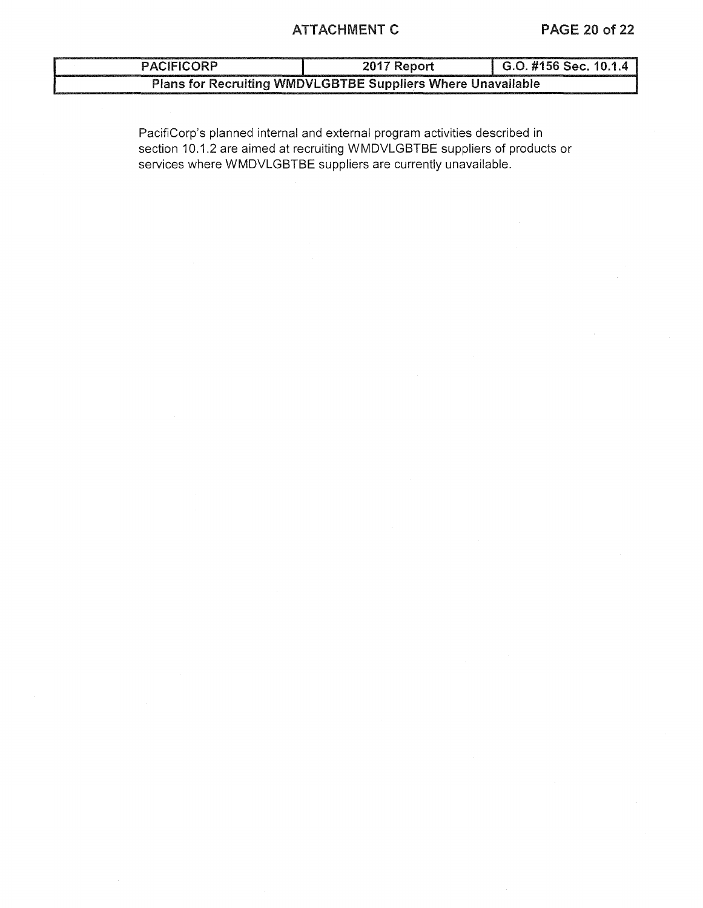| PACIFICORP | 2017 Report | G.O. #156 Sec. 10.1.4 |
| --- | --- | --- |
| Plans for Recruiting WMDVLGBTBE Suppliers Where Unavailable | | |

PacifiCorp's planned internal and external program activities described in section 10.1.2 are aimed at recruiting WMDVLGBTBE suppliers of products or services where WMDVLGBTBE suppliers are currently unavailable.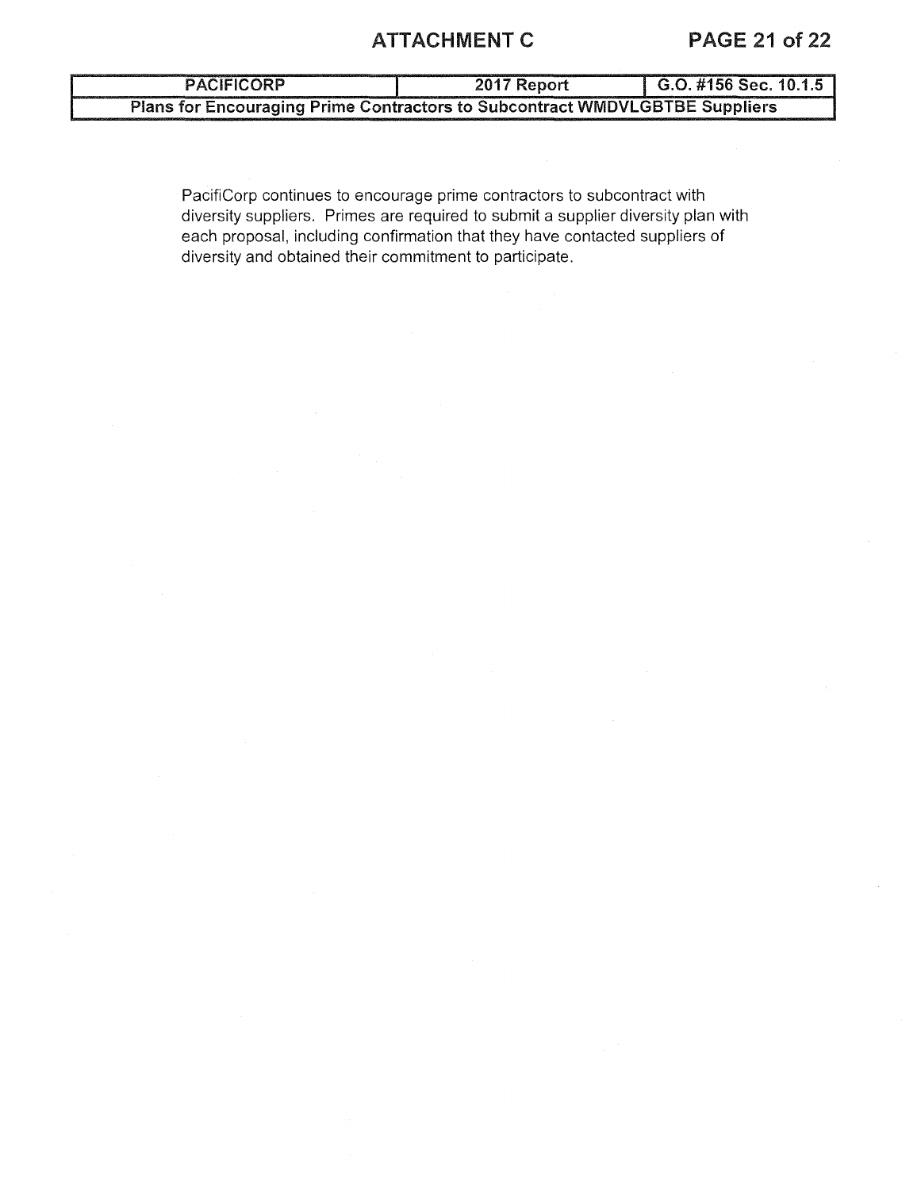| PACIFICORP | 2017 Report | G.O. #156 Sec. 10.1.5 |
|---|---|---|
| Plans for Encouraging Prime Contractors to Subcontract WMDVLGBTBE Suppliers | | |

PacifiCorp continues to encourage prime contractors to subcontract with diversity suppliers. Primes are required to submit a supplier diversity plan with each proposal, including confirmation that they have contacted suppliers of diversity and obtained their commitment to participate.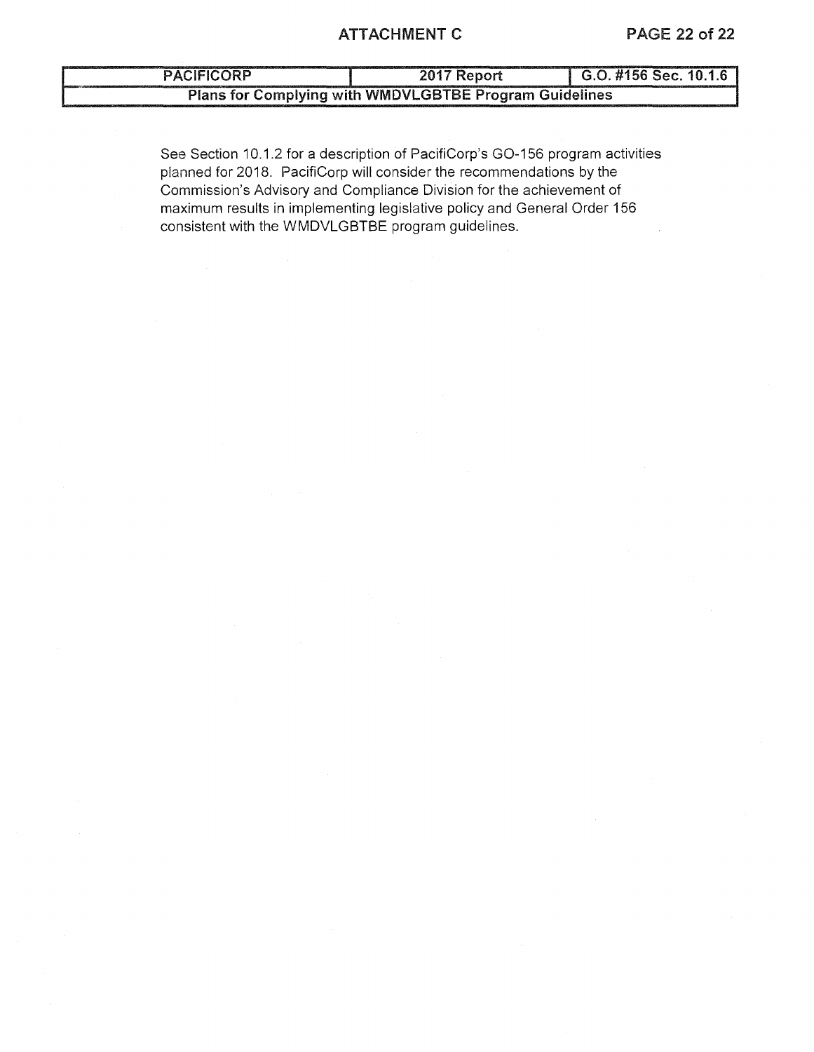| PACIFICORP | 2017 Report | G.O. #156 Sec. 10.1.6 |
| --- | --- | --- |
| **Plans for Complying with WMDVLGBTBE Program Guidelines** | | |

See Section 10.1.2 for a description of PacifiCorp's GO-156 program activities planned for 2018. PacifiCorp will consider the recommendations by the Commission's Advisory and Compliance Division for the achievement of maximum results in implementing legislative policy and General Order 156 consistent with the WMDVLGBTBE program guidelines.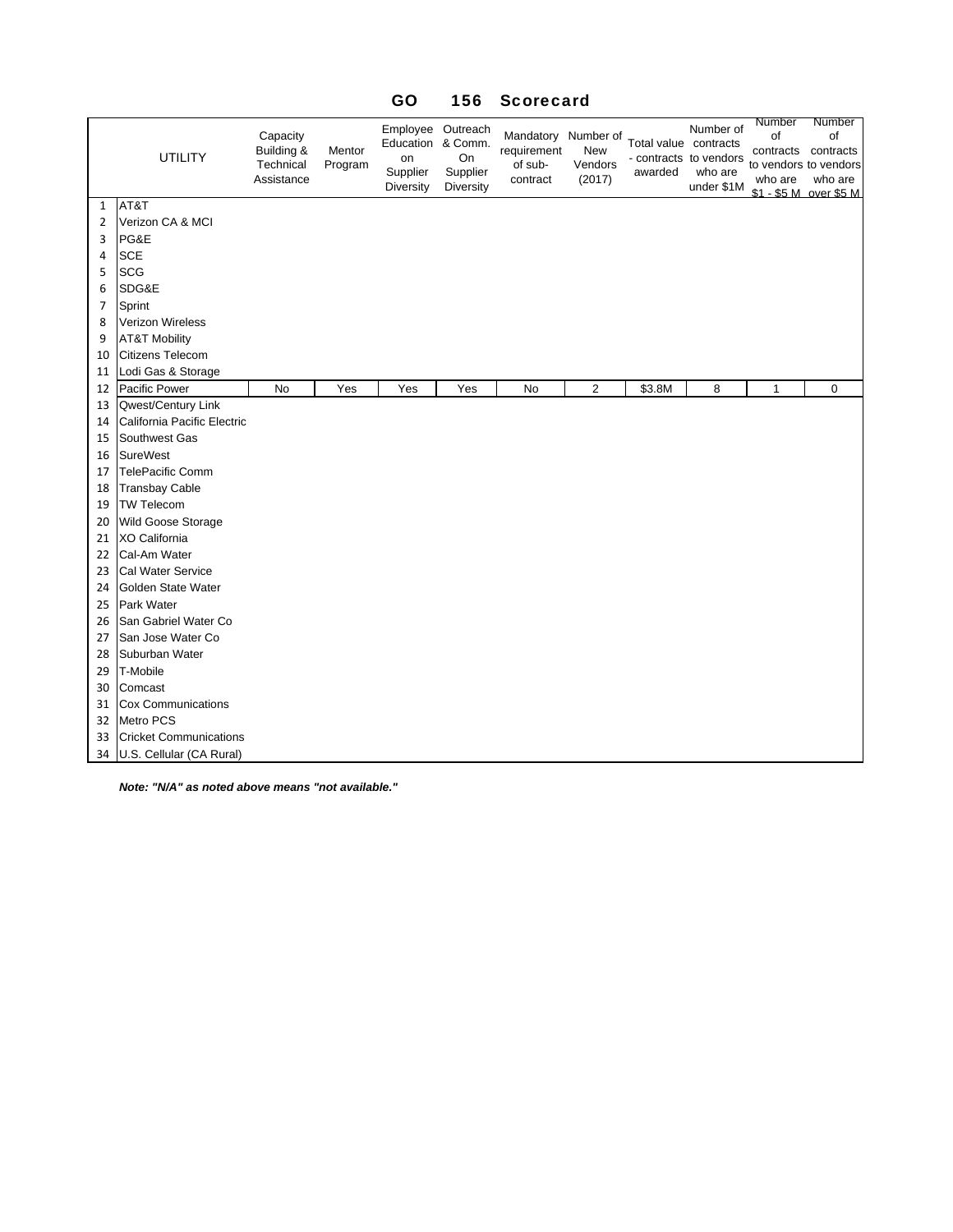# GO 156 Scorecard

| | UTILITY | Capacity Building & Technical Assistance | Mentor Program | Employee Education on Supplier Diversity | Outreach & Comm. On Supplier Diversity | Mandatory requirement of sub-contract | Number of New Vendors (2017) | Total value - contracts awarded | Number of contracts to vendors who are under $1M | Number of contracts to vendors who are $1 - $5 M | Number of contracts to vendors who are over $5 M |
|---|---|---|---|---|---|---|---|---|---|---|---|
| 1 | AT&T | | | | | | | | | | |
| 2 | Verizon CA & MCI | | | | | | | | | | |
| 3 | PG&E | | | | | | | | | | |
| 4 | SCE | | | | | | | | | | |
| 5 | SCG | | | | | | | | | | |
| 6 | SDG&E | | | | | | | | | | |
| 7 | Sprint | | | | | | | | | | |
| 8 | Verizon Wireless | | | | | | | | | | |
| 9 | AT&T Mobility | | | | | | | | | | |
| 10 | Citizens Telecom | | | | | | | | | | |
| 11 | Lodi Gas & Storage | | | | | | | | | | |
| 12 | Pacific Power | No | Yes | Yes | Yes | No | 2 | $3.8M | 8 | 1 | 0 |
| 13 | Qwest/Century Link | | | | | | | | | | |
| 14 | California Pacific Electric | | | | | | | | | | |
| 15 | Southwest Gas | | | | | | | | | | |
| 16 | SureWest | | | | | | | | | | |
| 17 | TelePacific Comm | | | | | | | | | | |
| 18 | Transbay Cable | | | | | | | | | | |
| 19 | TW Telecom | | | | | | | | | | |
| 20 | Wild Goose Storage | | | | | | | | | | |
| 21 | XO California | | | | | | | | | | |
| 22 | Cal-Am Water | | | | | | | | | | |
| 23 | Cal Water Service | | | | | | | | | | |
| 24 | Golden State Water | | | | | | | | | | |
| 25 | Park Water | | | | | | | | | | |
| 26 | San Gabriel Water Co | | | | | | | | | | |
| 27 | San Jose Water Co | | | | | | | | | | |
| 28 | Suburban Water | | | | | | | | | | |
| 29 | T-Mobile | | | | | | | | | | |
| 30 | Comcast | | | | | | | | | | |
| 31 | Cox Communications | | | | | | | | | | |
| 32 | Metro PCS | | | | | | | | | | |
| 33 | Cricket Communications | | | | | | | | | | |
| 34 | U.S. Cellular (CA Rural) | | | | | | | | | | |

***Note: "N/A" as noted above means "not available."***